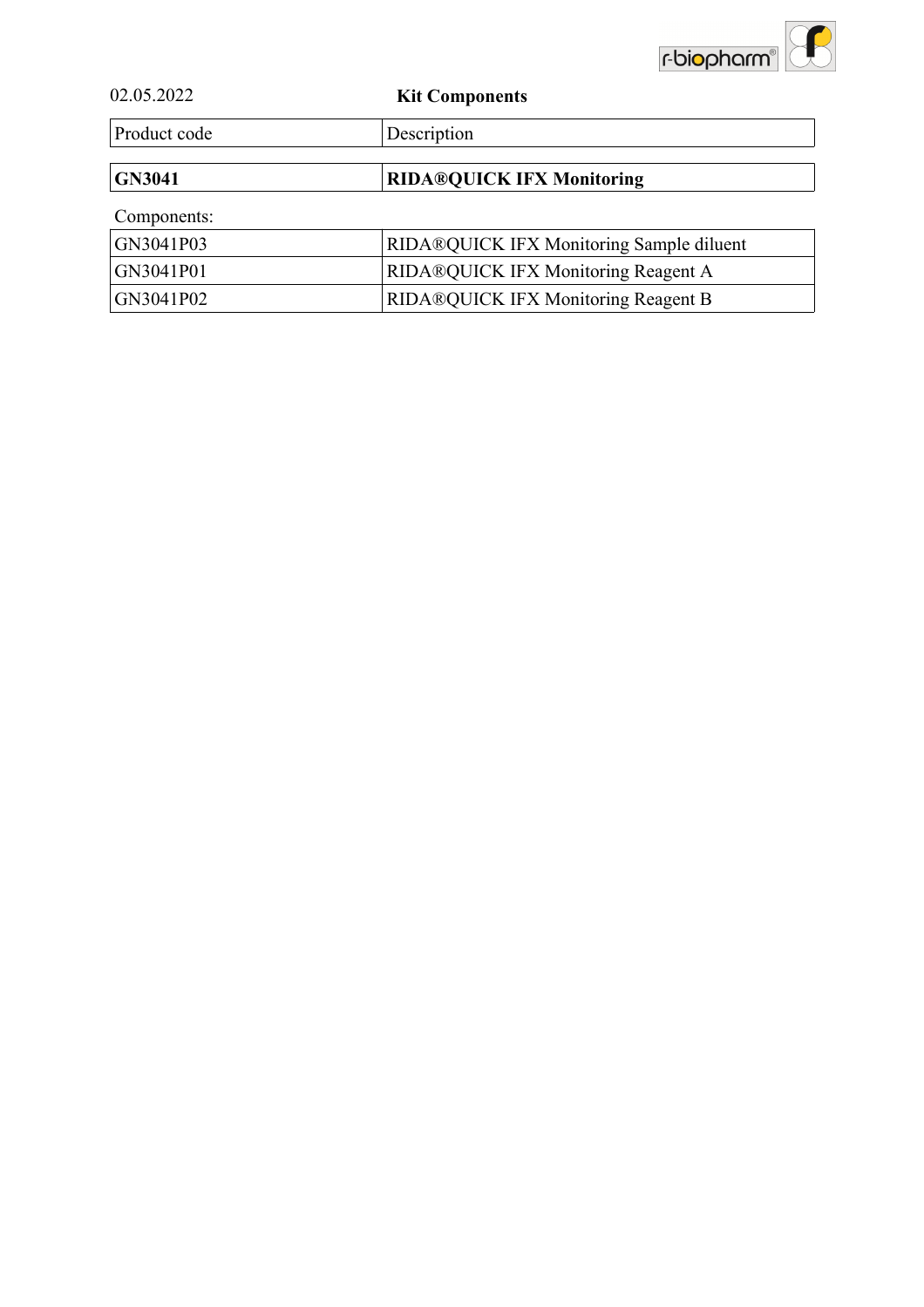02.05.2022

## Kit Components

| Product code | Description |
|---|---|
| **GN3041** | **RIDA®QUICK IFX Monitoring** |

Components:

| | |
|---|---|
| GN3041P03 | RIDA®QUICK IFX Monitoring Sample diluent |
| GN3041P01 | RIDA®QUICK IFX Monitoring Reagent A |
| GN3041P02 | RIDA®QUICK IFX Monitoring Reagent B |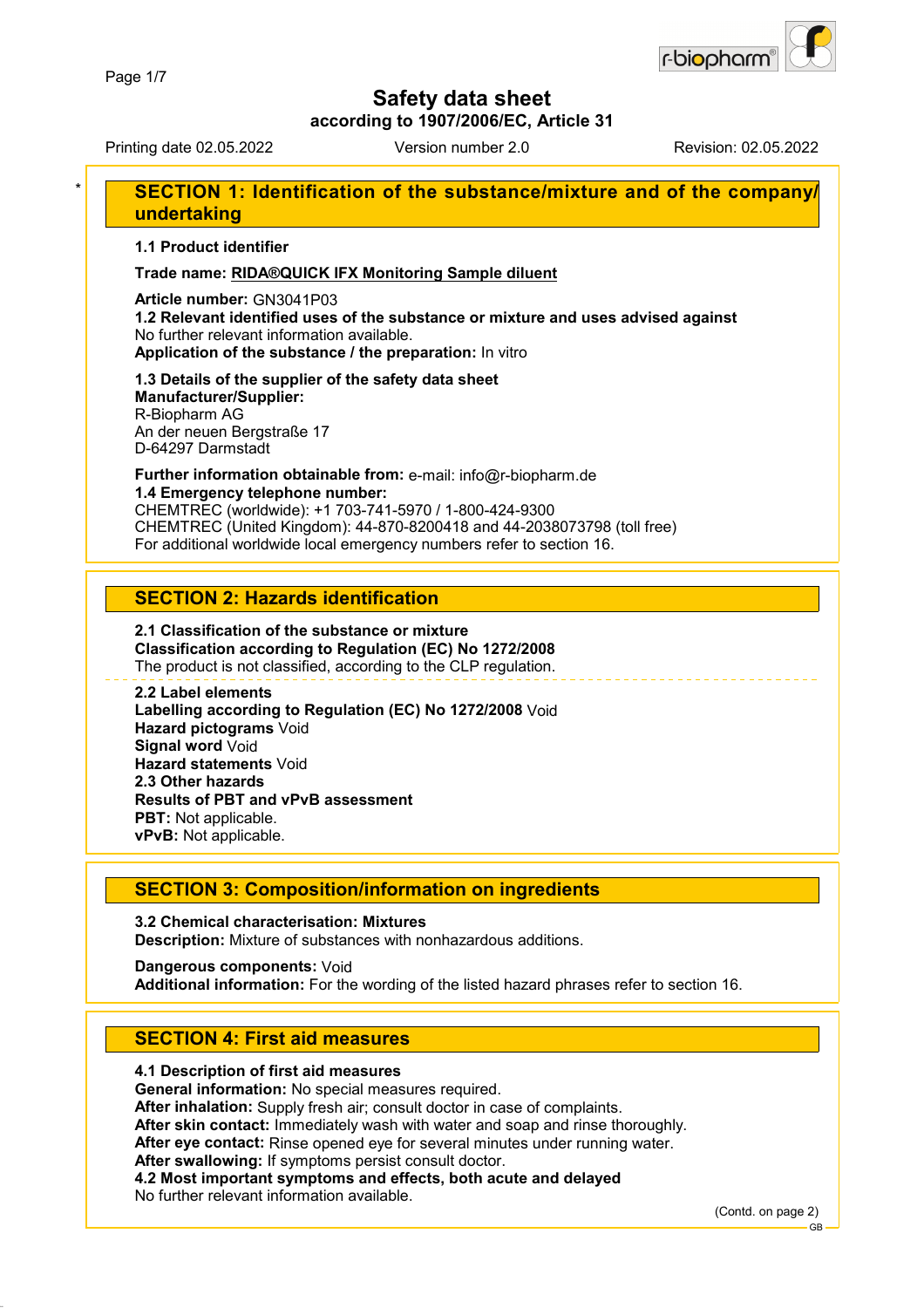# Safety data sheet

**according to 1907/2006/EC, Article 31**

Printing date 02.05.2022 Version number 2.0 Revision: 02.05.2022

## SECTION 1: Identification of the substance/mixture and of the company/undertaking

**1.1 Product identifier**

**Trade name: RIDA®QUICK IFX Monitoring Sample diluent**

**Article number:** GN3041P03

**1.2 Relevant identified uses of the substance or mixture and uses advised against**

No further relevant information available.

**Application of the substance / the preparation:** In vitro

**1.3 Details of the supplier of the safety data sheet**

**Manufacturer/Supplier:**

R-Biopharm AG
An der neuen Bergstraße 17
D-64297 Darmstadt

**Further information obtainable from:** e-mail: info@r-biopharm.de

**1.4 Emergency telephone number:**

CHEMTREC (worldwide): +1 703-741-5970 / 1-800-424-9300
CHEMTREC (United Kingdom): 44-870-8200418 and 44-2038073798 (toll free)
For additional worldwide local emergency numbers refer to section 16.

## SECTION 2: Hazards identification

**2.1 Classification of the substance or mixture**

**Classification according to Regulation (EC) No 1272/2008**

The product is not classified, according to the CLP regulation.

**2.2 Label elements**

**Labelling according to Regulation (EC) No 1272/2008** Void

**Hazard pictograms** Void

**Signal word** Void

**Hazard statements** Void

**2.3 Other hazards**

**Results of PBT and vPvB assessment**

**PBT:** Not applicable.

**vPvB:** Not applicable.

## SECTION 3: Composition/information on ingredients

**3.2 Chemical characterisation: Mixtures**

**Description:** Mixture of substances with nonhazardous additions.

**Dangerous components:** Void

**Additional information:** For the wording of the listed hazard phrases refer to section 16.

## SECTION 4: First aid measures

**4.1 Description of first aid measures**

**General information:** No special measures required.

**After inhalation:** Supply fresh air; consult doctor in case of complaints.

**After skin contact:** Immediately wash with water and soap and rinse thoroughly.

**After eye contact:** Rinse opened eye for several minutes under running water.

**After swallowing:** If symptoms persist consult doctor.

**4.2 Most important symptoms and effects, both acute and delayed**

No further relevant information available.

(Contd. on page 2)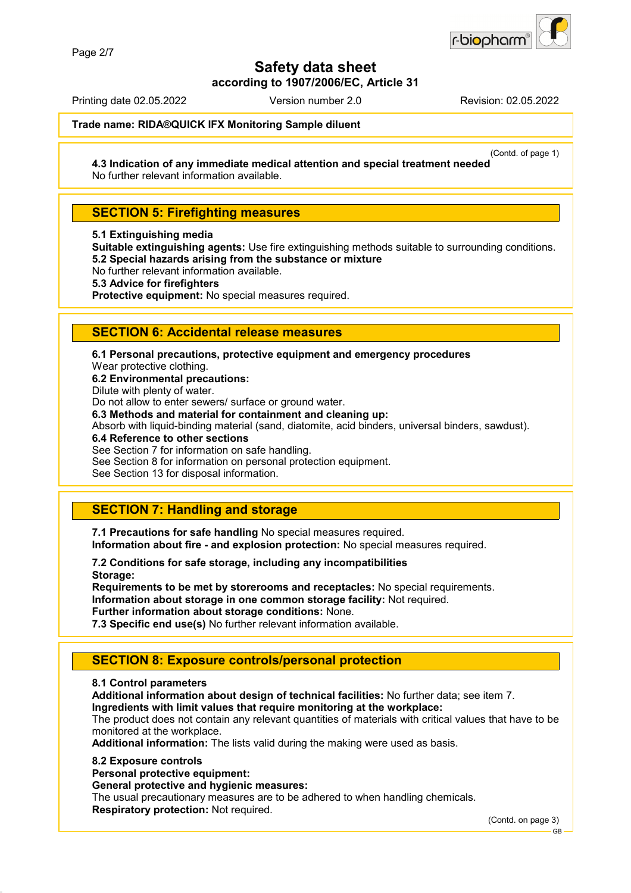# Safety data sheet

**according to 1907/2006/EC, Article 31**

Printing date 02.05.2022 | Version number 2.0 | Revision: 02.05.2022

**Trade name: RIDA®QUICK IFX Monitoring Sample diluent**

(Contd. of page 1)

**4.3 Indication of any immediate medical attention and special treatment needed**
No further relevant information available.

## SECTION 5: Firefighting measures

**5.1 Extinguishing media**
**Suitable extinguishing agents:** Use fire extinguishing methods suitable to surrounding conditions.
**5.2 Special hazards arising from the substance or mixture**
No further relevant information available.
**5.3 Advice for firefighters**
**Protective equipment:** No special measures required.

## SECTION 6: Accidental release measures

**6.1 Personal precautions, protective equipment and emergency procedures**
Wear protective clothing.
**6.2 Environmental precautions:**
Dilute with plenty of water.
Do not allow to enter sewers/ surface or ground water.
**6.3 Methods and material for containment and cleaning up:**
Absorb with liquid-binding material (sand, diatomite, acid binders, universal binders, sawdust).
**6.4 Reference to other sections**
See Section 7 for information on safe handling.
See Section 8 for information on personal protection equipment.
See Section 13 for disposal information.

## SECTION 7: Handling and storage

**7.1 Precautions for safe handling** No special measures required.
**Information about fire - and explosion protection:** No special measures required.

**7.2 Conditions for safe storage, including any incompatibilities**
**Storage:**
**Requirements to be met by storerooms and receptacles:** No special requirements.
**Information about storage in one common storage facility:** Not required.
**Further information about storage conditions:** None.
**7.3 Specific end use(s)** No further relevant information available.

## SECTION 8: Exposure controls/personal protection

**8.1 Control parameters**
**Additional information about design of technical facilities:** No further data; see item 7.
**Ingredients with limit values that require monitoring at the workplace:**
The product does not contain any relevant quantities of materials with critical values that have to be monitored at the workplace.
**Additional information:** The lists valid during the making were used as basis.

**8.2 Exposure controls**
**Personal protective equipment:**
**General protective and hygienic measures:**
The usual precautionary measures are to be adhered to when handling chemicals.
**Respiratory protection:** Not required.

(Contd. on page 3)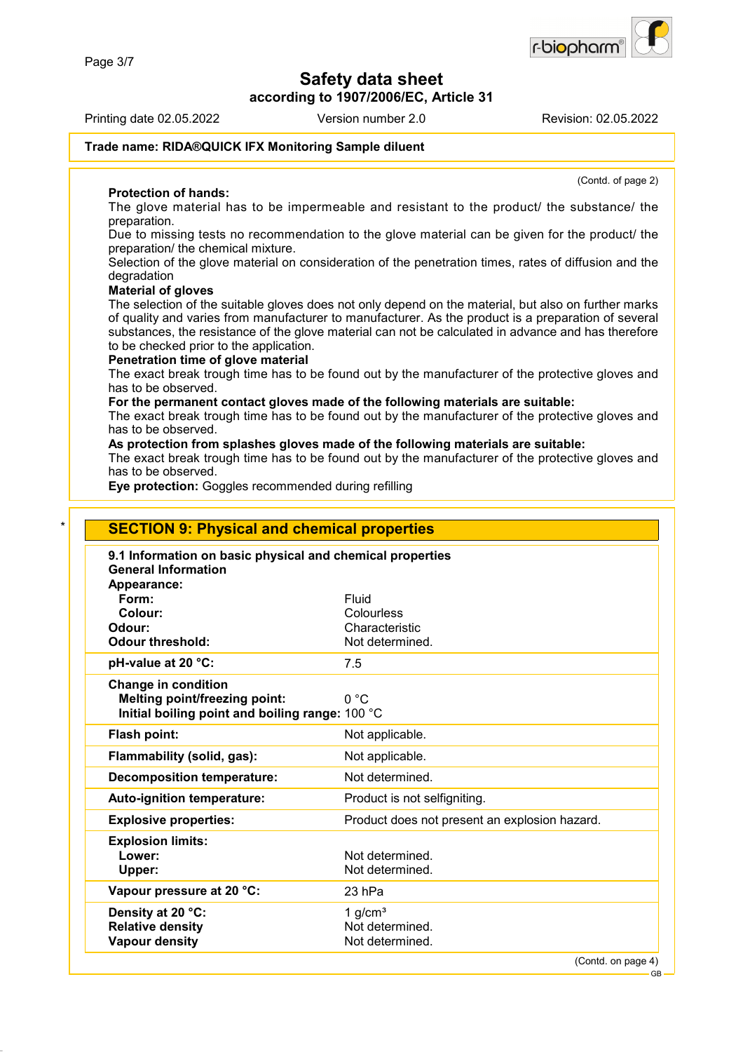Trade name: **RIDA®QUICK IFX Monitoring Sample diluent**

(Contd. of page 2)

**Protection of hands:**
The glove material has to be impermeable and resistant to the product/ the substance/ the preparation.
Due to missing tests no recommendation to the glove material can be given for the product/ the preparation/ the chemical mixture.
Selection of the glove material on consideration of the penetration times, rates of diffusion and the degradation

**Material of gloves**
The selection of the suitable gloves does not only depend on the material, but also on further marks of quality and varies from manufacturer to manufacturer. As the product is a preparation of several substances, the resistance of the glove material can not be calculated in advance and has therefore to be checked prior to the application.

**Penetration time of glove material**
The exact break trough time has to be found out by the manufacturer of the protective gloves and has to be observed.

**For the permanent contact gloves made of the following materials are suitable:**
The exact break trough time has to be found out by the manufacturer of the protective gloves and has to be observed.

**As protection from splashes gloves made of the following materials are suitable:**
The exact break trough time has to be found out by the manufacturer of the protective gloves and has to be observed.

**Eye protection:** Goggles recommended during refilling

\* 

## SECTION 9: Physical and chemical properties

**9.1 Information on basic physical and chemical properties**
**General Information**

| | |
|---|---|
| **Appearance:** | |
| **Form:** | Fluid |
| **Colour:** | Colourless |
| **Odour:** | Characteristic |
| **Odour threshold:** | Not determined. |
| **pH-value at 20 °C:** | 7.5 |
| **Change in condition** | |
| **Melting point/freezing point:** | 0 °C |
| **Initial boiling point and boiling range:** | 100 °C |
| **Flash point:** | Not applicable. |
| **Flammability (solid, gas):** | Not applicable. |
| **Decomposition temperature:** | Not determined. |
| **Auto-ignition temperature:** | Product is not selfigniting. |
| **Explosive properties:** | Product does not present an explosion hazard. |
| **Explosion limits:** | |
| **Lower:** | Not determined. |
| **Upper:** | Not determined. |
| **Vapour pressure at 20 °C:** | 23 hPa |
| **Density at 20 °C:** | 1 g/cm³ |
| **Relative density** | Not determined. |
| **Vapour density** | Not determined. |

(Contd. on page 4)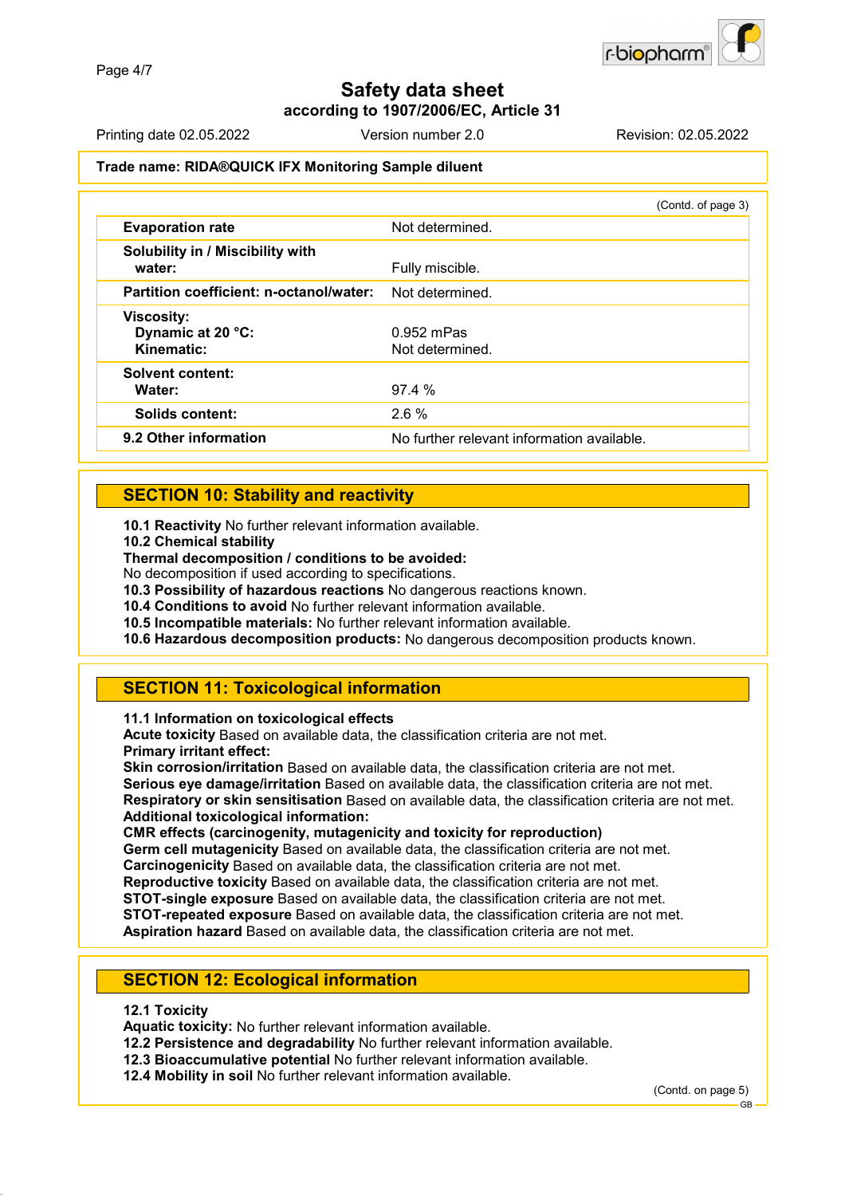**Trade name: RIDA®QUICK IFX Monitoring Sample diluent**

(Contd. of page 3)

| | |
|---|---|
| **Evaporation rate** | Not determined. |
| **Solubility in / Miscibility with water:** | Fully miscible. |
| **Partition coefficient: n-octanol/water:** | Not determined. |
| **Viscosity:** | |
| **Dynamic at 20 °C:** | 0.952 mPas |
| **Kinematic:** | Not determined. |
| **Solvent content:** | |
| **Water:** | 97.4 % |
| **Solids content:** | 2.6 % |
| **9.2 Other information** | No further relevant information available. |

## SECTION 10: Stability and reactivity

**10.1 Reactivity** No further relevant information available.
**10.2 Chemical stability**
**Thermal decomposition / conditions to be avoided:**
No decomposition if used according to specifications.
**10.3 Possibility of hazardous reactions** No dangerous reactions known.
**10.4 Conditions to avoid** No further relevant information available.
**10.5 Incompatible materials:** No further relevant information available.
**10.6 Hazardous decomposition products:** No dangerous decomposition products known.

## SECTION 11: Toxicological information

**11.1 Information on toxicological effects**
**Acute toxicity** Based on available data, the classification criteria are not met.
**Primary irritant effect:**
**Skin corrosion/irritation** Based on available data, the classification criteria are not met.
**Serious eye damage/irritation** Based on available data, the classification criteria are not met.
**Respiratory or skin sensitisation** Based on available data, the classification criteria are not met.
**Additional toxicological information:**
**CMR effects (carcinogenity, mutagenicity and toxicity for reproduction)**
**Germ cell mutagenicity** Based on available data, the classification criteria are not met.
**Carcinogenicity** Based on available data, the classification criteria are not met.
**Reproductive toxicity** Based on available data, the classification criteria are not met.
**STOT-single exposure** Based on available data, the classification criteria are not met.
**STOT-repeated exposure** Based on available data, the classification criteria are not met.
**Aspiration hazard** Based on available data, the classification criteria are not met.

## SECTION 12: Ecological information

**12.1 Toxicity**
**Aquatic toxicity:** No further relevant information available.
**12.2 Persistence and degradability** No further relevant information available.
**12.3 Bioaccumulative potential** No further relevant information available.
**12.4 Mobility in soil** No further relevant information available.

(Contd. on page 5)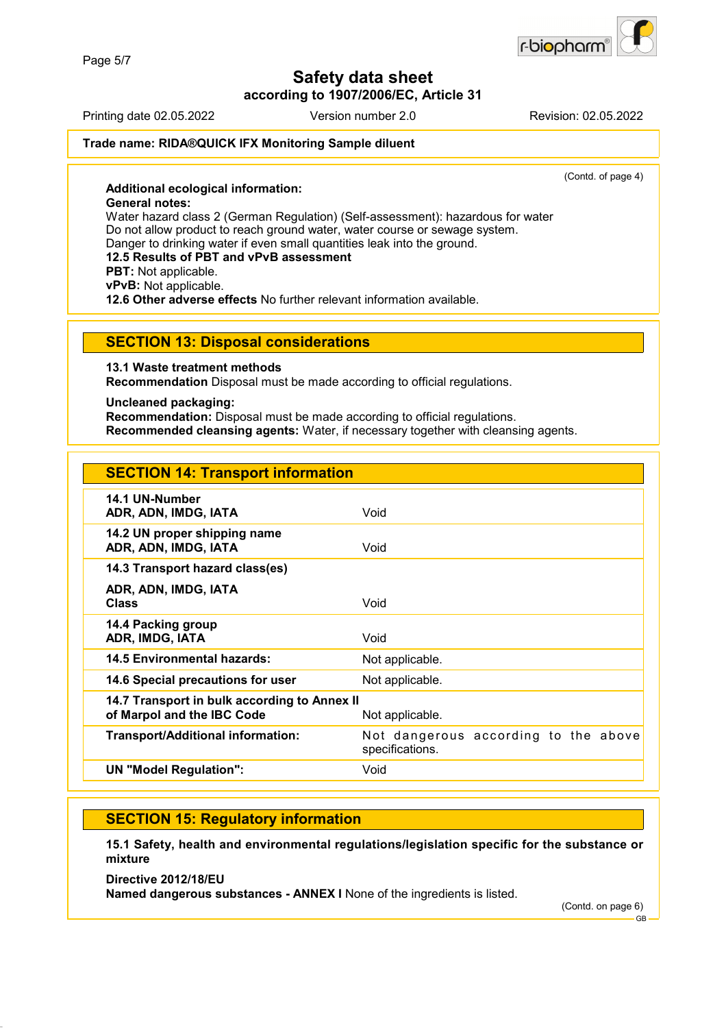**Trade name: RIDA®QUICK IFX Monitoring Sample diluent**

(Contd. of page 4)

**Additional ecological information:**
**General notes:**
Water hazard class 2 (German Regulation) (Self-assessment): hazardous for water
Do not allow product to reach ground water, water course or sewage system.
Danger to drinking water if even small quantities leak into the ground.
**12.5 Results of PBT and vPvB assessment**
**PBT:** Not applicable.
**vPvB:** Not applicable.
**12.6 Other adverse effects** No further relevant information available.

## SECTION 13: Disposal considerations

**13.1 Waste treatment methods**
**Recommendation** Disposal must be made according to official regulations.

**Uncleaned packaging:**
**Recommendation:** Disposal must be made according to official regulations.
**Recommended cleansing agents:** Water, if necessary together with cleansing agents.

## SECTION 14: Transport information

| | |
|---|---|
| **14.1 UN-Number**<br>**ADR, ADN, IMDG, IATA** | Void |
| **14.2 UN proper shipping name**<br>**ADR, ADN, IMDG, IATA** | Void |
| **14.3 Transport hazard class(es)**<br><br>**ADR, ADN, IMDG, IATA**<br>**Class** | Void |
| **14.4 Packing group**<br>**ADR, IMDG, IATA** | Void |
| **14.5 Environmental hazards:** | Not applicable. |
| **14.6 Special precautions for user** | Not applicable. |
| **14.7 Transport in bulk according to Annex II of Marpol and the IBC Code** | Not applicable. |
| **Transport/Additional information:** | Not dangerous according to the above specifications. |
| **UN "Model Regulation":** | Void |

## SECTION 15: Regulatory information

**15.1 Safety, health and environmental regulations/legislation specific for the substance or mixture**

**Directive 2012/18/EU**
**Named dangerous substances - ANNEX I** None of the ingredients is listed.

(Contd. on page 6)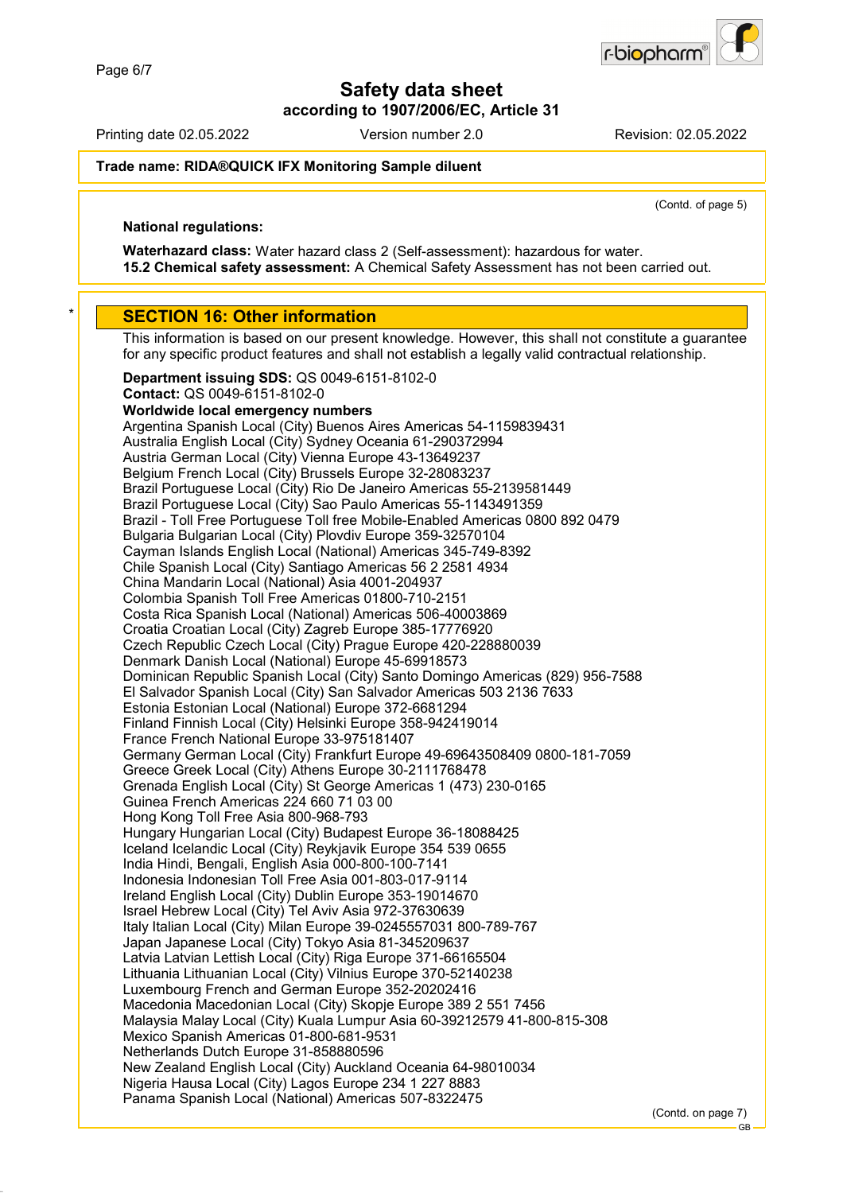(Contd. of page 5)

**National regulations:**

**Waterhazard class:** Water hazard class 2 (Self-assessment): hazardous for water.
**15.2 Chemical safety assessment:** A Chemical Safety Assessment has not been carried out.

## SECTION 16: Other information

This information is based on our present knowledge. However, this shall not constitute a guarantee for any specific product features and shall not establish a legally valid contractual relationship.

**Department issuing SDS:** QS 0049-6151-8102-0
**Contact:** QS 0049-6151-8102-0
**Worldwide local emergency numbers**
Argentina Spanish Local (City) Buenos Aires Americas 54-1159839431
Australia English Local (City) Sydney Oceania 61-290372994
Austria German Local (City) Vienna Europe 43-13649237
Belgium French Local (City) Brussels Europe 32-28083237
Brazil Portuguese Local (City) Rio De Janeiro Americas 55-2139581449
Brazil Portuguese Local (City) Sao Paulo Americas 55-1143491359
Brazil - Toll Free Portuguese Toll free Mobile-Enabled Americas 0800 892 0479
Bulgaria Bulgarian Local (City) Plovdiv Europe 359-32570104
Cayman Islands English Local (National) Americas 345-749-8392
Chile Spanish Local (City) Santiago Americas 56 2 2581 4934
China Mandarin Local (National) Asia 4001-204937
Colombia Spanish Toll Free Americas 01800-710-2151
Costa Rica Spanish Local (National) Americas 506-40003869
Croatia Croatian Local (City) Zagreb Europe 385-17776920
Czech Republic Czech Local (City) Prague Europe 420-228880039
Denmark Danish Local (National) Europe 45-69918573
Dominican Republic Spanish Local (City) Santo Domingo Americas (829) 956-7588
El Salvador Spanish Local (City) San Salvador Americas 503 2136 7633
Estonia Estonian Local (National) Europe 372-6681294
Finland Finnish Local (City) Helsinki Europe 358-942419014
France French National Europe 33-975181407
Germany German Local (City) Frankfurt Europe 49-69643508409 0800-181-7059
Greece Greek Local (City) Athens Europe 30-2111768478
Grenada English Local (City) St George Americas 1 (473) 230-0165
Guinea French Americas 224 660 71 03 00
Hong Kong Toll Free Asia 800-968-793
Hungary Hungarian Local (City) Budapest Europe 36-18088425
Iceland Icelandic Local (City) Reykjavik Europe 354 539 0655
India Hindi, Bengali, English Asia 000-800-100-7141
Indonesia Indonesian Toll Free Asia 001-803-017-9114
Ireland English Local (City) Dublin Europe 353-19014670
Israel Hebrew Local (City) Tel Aviv Asia 972-37630639
Italy Italian Local (City) Milan Europe 39-0245557031 800-789-767
Japan Japanese Local (City) Tokyo Asia 81-345209637
Latvia Latvian Lettish Local (City) Riga Europe 371-66165504
Lithuania Lithuanian Local (City) Vilnius Europe 370-52140238
Luxembourg French and German Europe 352-20202416
Macedonia Macedonian Local (City) Skopje Europe 389 2 551 7456
Malaysia Malay Local (City) Kuala Lumpur Asia 60-39212579 41-800-815-308
Mexico Spanish Americas 01-800-681-9531
Netherlands Dutch Europe 31-858880596
New Zealand English Local (City) Auckland Oceania 64-98010034
Nigeria Hausa Local (City) Lagos Europe 234 1 227 8883
Panama Spanish Local (National) Americas 507-8322475

(Contd. on page 7)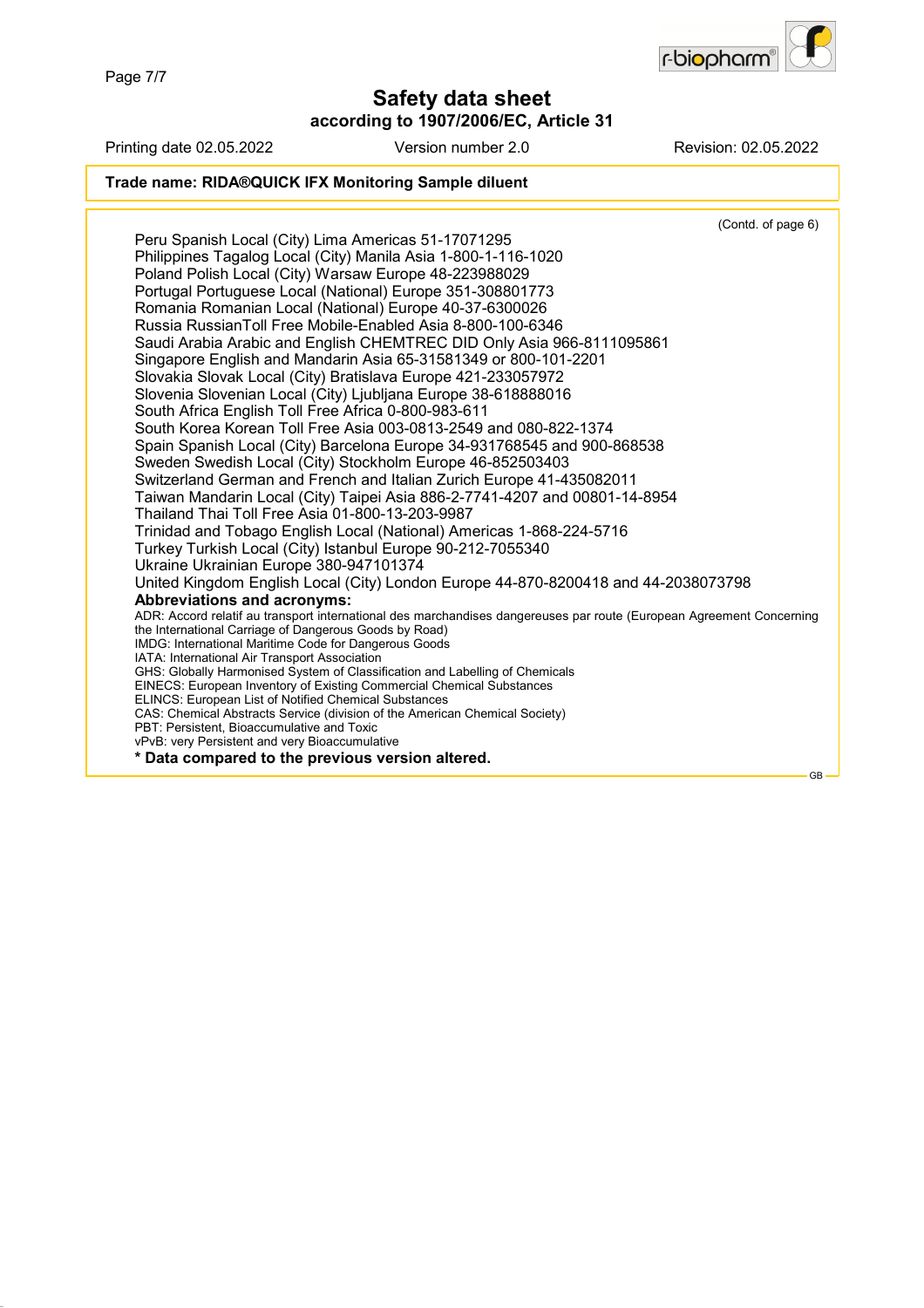Trade name: RIDA®QUICK IFX Monitoring Sample diluent

(Contd. of page 6)

Peru Spanish Local (City) Lima Americas 51-17071295
Philippines Tagalog Local (City) Manila Asia 1-800-1-116-1020
Poland Polish Local (City) Warsaw Europe 48-223988029
Portugal Portuguese Local (National) Europe 351-308801773
Romania Romanian Local (National) Europe 40-37-6300026
Russia RussianToll Free Mobile-Enabled Asia 8-800-100-6346
Saudi Arabia Arabic and English CHEMTREC DID Only Asia 966-8111095861
Singapore English and Mandarin Asia 65-31581349 or 800-101-2201
Slovakia Slovak Local (City) Bratislava Europe 421-233057972
Slovenia Slovenian Local (City) Ljubljana Europe 38-618888016
South Africa English Toll Free Africa 0-800-983-611
South Korea Korean Toll Free Asia 003-0813-2549 and 080-822-1374
Spain Spanish Local (City) Barcelona Europe 34-931768545 and 900-868538
Sweden Swedish Local (City) Stockholm Europe 46-852503403
Switzerland German and French and Italian Zurich Europe 41-435082011
Taiwan Mandarin Local (City) Taipei Asia 886-2-7741-4207 and 00801-14-8954
Thailand Thai Toll Free Asia 01-800-13-203-9987
Trinidad and Tobago English Local (National) Americas 1-868-224-5716
Turkey Turkish Local (City) Istanbul Europe 90-212-7055340
Ukraine Ukrainian Europe 380-947101374
United Kingdom English Local (City) London Europe 44-870-8200418 and 44-2038073798

**Abbreviations and acronyms:**

ADR: Accord relatif au transport international des marchandises dangereuses par route (European Agreement Concerning the International Carriage of Dangerous Goods by Road)
IMDG: International Maritime Code for Dangerous Goods
IATA: International Air Transport Association
GHS: Globally Harmonised System of Classification and Labelling of Chemicals
EINECS: European Inventory of Existing Commercial Chemical Substances
ELINCS: European List of Notified Chemical Substances
CAS: Chemical Abstracts Service (division of the American Chemical Society)
PBT: Persistent, Bioaccumulative and Toxic
vPvB: very Persistent and very Bioaccumulative

**\* Data compared to the previous version altered.**

GB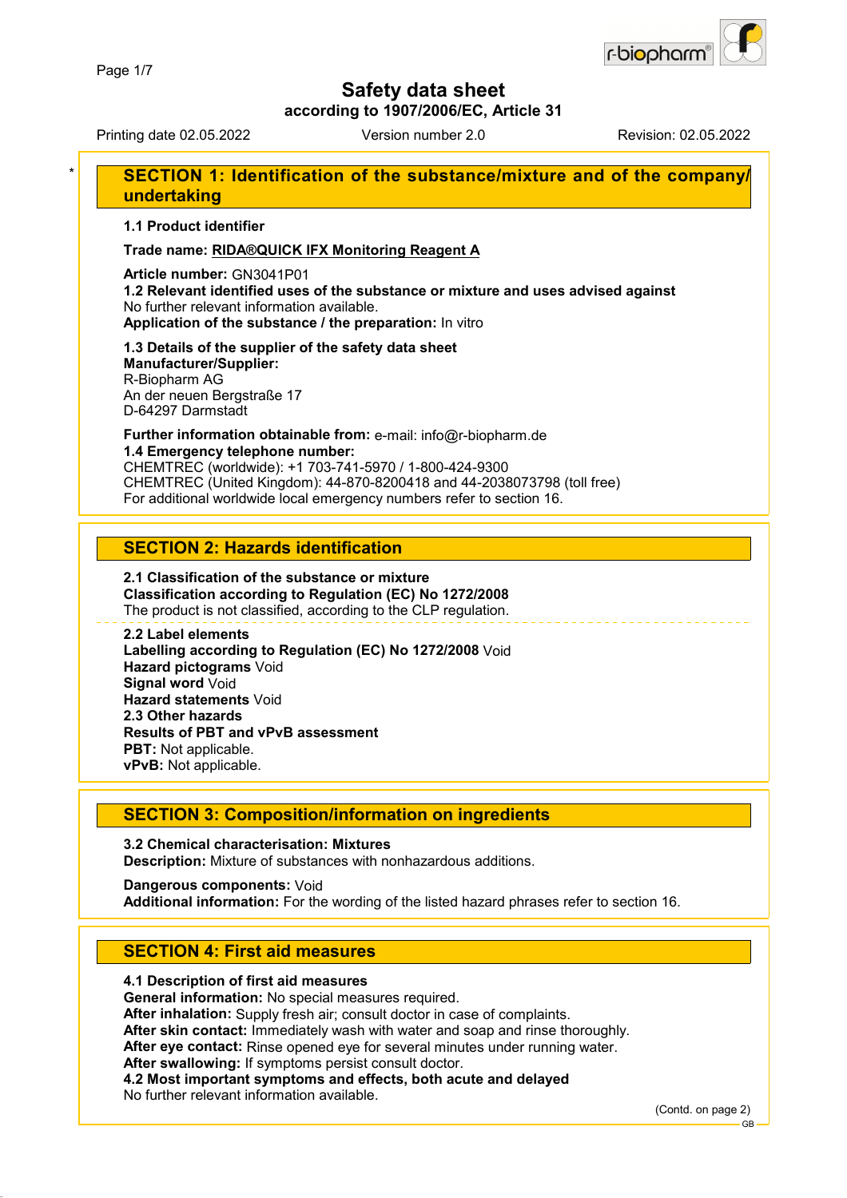# Safety data sheet

**according to 1907/2006/EC, Article 31**

Printing date 02.05.2022 Version number 2.0 Revision: 02.05.2022

## SECTION 1: Identification of the substance/mixture and of the company/undertaking

**1.1 Product identifier**

**Trade name: RIDA®QUICK IFX Monitoring Reagent A**

**Article number:** GN3041P01
**1.2 Relevant identified uses of the substance or mixture and uses advised against**
No further relevant information available.
**Application of the substance / the preparation:** In vitro

**1.3 Details of the supplier of the safety data sheet**
**Manufacturer/Supplier:**
R-Biopharm AG
An der neuen Bergstraße 17
D-64297 Darmstadt

**Further information obtainable from:** e-mail: info@r-biopharm.de
**1.4 Emergency telephone number:**
CHEMTREC (worldwide): +1 703-741-5970 / 1-800-424-9300
CHEMTREC (United Kingdom): 44-870-8200418 and 44-2038073798 (toll free)
For additional worldwide local emergency numbers refer to section 16.

## SECTION 2: Hazards identification

**2.1 Classification of the substance or mixture**
**Classification according to Regulation (EC) No 1272/2008**
The product is not classified, according to the CLP regulation.

**2.2 Label elements**
**Labelling according to Regulation (EC) No 1272/2008** Void
**Hazard pictograms** Void
**Signal word** Void
**Hazard statements** Void
**2.3 Other hazards**
**Results of PBT and vPvB assessment**
**PBT:** Not applicable.
**vPvB:** Not applicable.

## SECTION 3: Composition/information on ingredients

**3.2 Chemical characterisation: Mixtures**
**Description:** Mixture of substances with nonhazardous additions.

**Dangerous components:** Void
**Additional information:** For the wording of the listed hazard phrases refer to section 16.

## SECTION 4: First aid measures

**4.1 Description of first aid measures**
**General information:** No special measures required.
**After inhalation:** Supply fresh air; consult doctor in case of complaints.
**After skin contact:** Immediately wash with water and soap and rinse thoroughly.
**After eye contact:** Rinse opened eye for several minutes under running water.
**After swallowing:** If symptoms persist consult doctor.
**4.2 Most important symptoms and effects, both acute and delayed**
No further relevant information available.

(Contd. on page 2)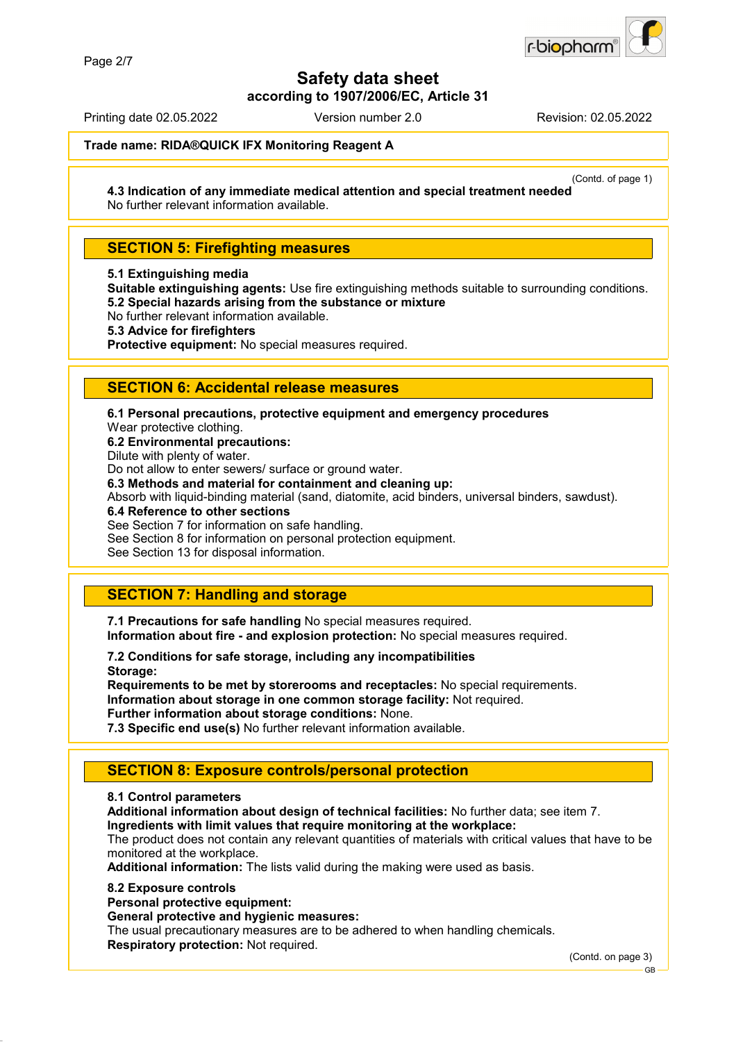Trade name: RIDA®QUICK IFX Monitoring Reagent A

(Contd. of page 1)

**4.3 Indication of any immediate medical attention and special treatment needed**
No further relevant information available.

## SECTION 5: Firefighting measures

**5.1 Extinguishing media**
**Suitable extinguishing agents:** Use fire extinguishing methods suitable to surrounding conditions.
**5.2 Special hazards arising from the substance or mixture**
No further relevant information available.
**5.3 Advice for firefighters**
**Protective equipment:** No special measures required.

## SECTION 6: Accidental release measures

**6.1 Personal precautions, protective equipment and emergency procedures**
Wear protective clothing.
**6.2 Environmental precautions:**
Dilute with plenty of water.
Do not allow to enter sewers/ surface or ground water.
**6.3 Methods and material for containment and cleaning up:**
Absorb with liquid-binding material (sand, diatomite, acid binders, universal binders, sawdust).
**6.4 Reference to other sections**
See Section 7 for information on safe handling.
See Section 8 for information on personal protection equipment.
See Section 13 for disposal information.

## SECTION 7: Handling and storage

**7.1 Precautions for safe handling** No special measures required.
**Information about fire - and explosion protection:** No special measures required.

**7.2 Conditions for safe storage, including any incompatibilities**
**Storage:**
**Requirements to be met by storerooms and receptacles:** No special requirements.
**Information about storage in one common storage facility:** Not required.
**Further information about storage conditions:** None.
**7.3 Specific end use(s)** No further relevant information available.

## SECTION 8: Exposure controls/personal protection

**8.1 Control parameters**
**Additional information about design of technical facilities:** No further data; see item 7.
**Ingredients with limit values that require monitoring at the workplace:**
The product does not contain any relevant quantities of materials with critical values that have to be monitored at the workplace.
**Additional information:** The lists valid during the making were used as basis.

**8.2 Exposure controls**
**Personal protective equipment:**
**General protective and hygienic measures:**
The usual precautionary measures are to be adhered to when handling chemicals.
**Respiratory protection:** Not required.

(Contd. on page 3)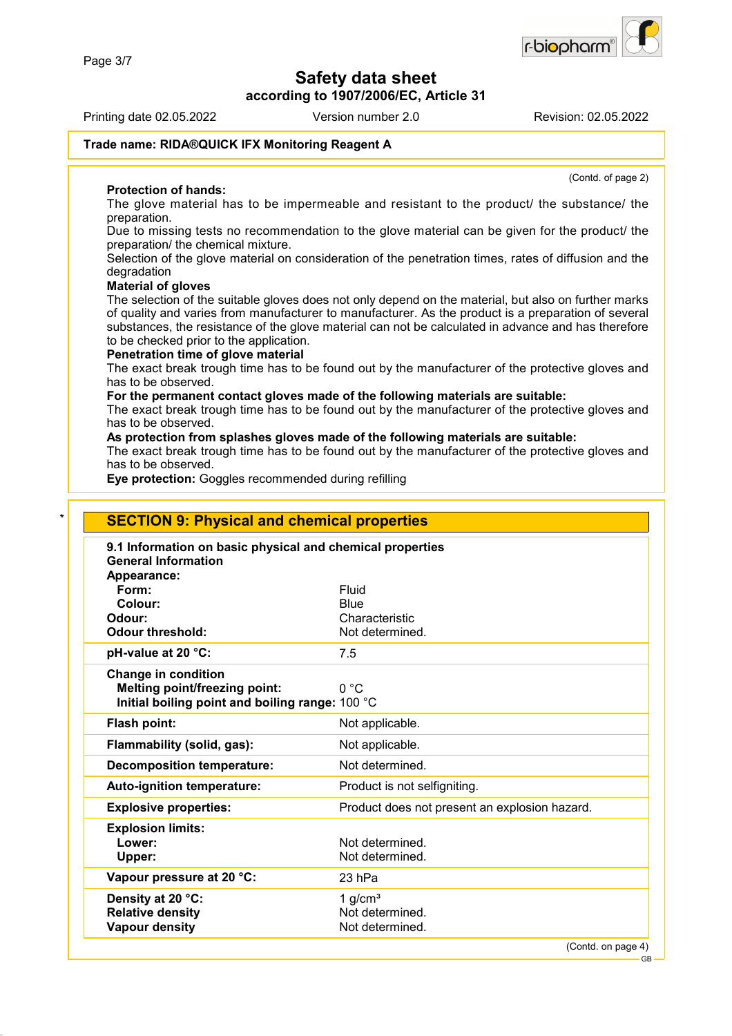**Trade name: RIDA®QUICK IFX Monitoring Reagent A**

(Contd. of page 2)

**Protection of hands:**
The glove material has to be impermeable and resistant to the product/ the substance/ the preparation.
Due to missing tests no recommendation to the glove material can be given for the product/ the preparation/ the chemical mixture.
Selection of the glove material on consideration of the penetration times, rates of diffusion and the degradation

**Material of gloves**
The selection of the suitable gloves does not only depend on the material, but also on further marks of quality and varies from manufacturer to manufacturer. As the product is a preparation of several substances, the resistance of the glove material can not be calculated in advance and has therefore to be checked prior to the application.

**Penetration time of glove material**
The exact break trough time has to be found out by the manufacturer of the protective gloves and has to be observed.

**For the permanent contact gloves made of the following materials are suitable:**
The exact break trough time has to be found out by the manufacturer of the protective gloves and has to be observed.

**As protection from splashes gloves made of the following materials are suitable:**
The exact break trough time has to be found out by the manufacturer of the protective gloves and has to be observed.

**Eye protection:** Goggles recommended during refilling

\*

## SECTION 9: Physical and chemical properties

**9.1 Information on basic physical and chemical properties**

**General Information**

| Property | Value |
|---|---|
| **Appearance:** | |
| **Form:** | Fluid |
| **Colour:** | Blue |
| **Odour:** | Characteristic |
| **Odour threshold:** | Not determined. |
| **pH-value at 20 °C:** | 7.5 |
| **Change in condition** | |
| **Melting point/freezing point:** | 0 °C |
| **Initial boiling point and boiling range:** | 100 °C |
| **Flash point:** | Not applicable. |
| **Flammability (solid, gas):** | Not applicable. |
| **Decomposition temperature:** | Not determined. |
| **Auto-ignition temperature:** | Product is not selfigniting. |
| **Explosive properties:** | Product does not present an explosion hazard. |
| **Explosion limits:** | |
| **Lower:** | Not determined. |
| **Upper:** | Not determined. |
| **Vapour pressure at 20 °C:** | 23 hPa |
| **Density at 20 °C:** | 1 g/cm³ |
| **Relative density** | Not determined. |
| **Vapour density** | Not determined. |

(Contd. on page 4)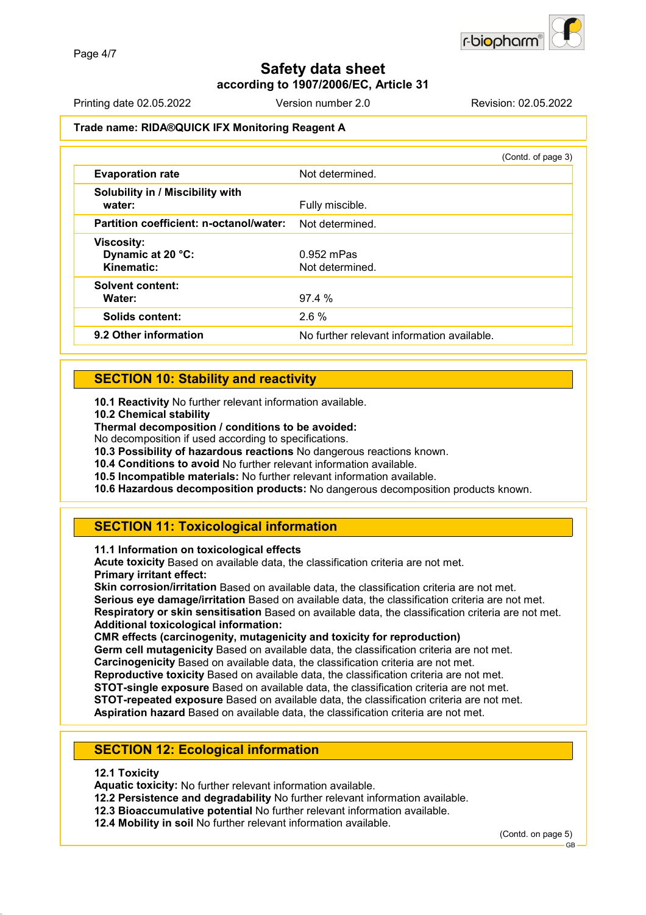# Safety data sheet

**according to 1907/2006/EC, Article 31**

Printing date 02.05.2022 Version number 2.0 Revision: 02.05.2022

**Trade name: RIDA®QUICK IFX Monitoring Reagent A**

(Contd. of page 3)

| | |
|---|---|
| **Evaporation rate** | Not determined. |
| **Solubility in / Miscibility with water:** | Fully miscible. |
| **Partition coefficient: n-octanol/water:** | Not determined. |
| **Viscosity:** | |
| **Dynamic at 20 °C:** | 0.952 mPas |
| **Kinematic:** | Not determined. |
| **Solvent content:** | |
| **Water:** | 97.4 % |
| **Solids content:** | 2.6 % |
| **9.2 Other information** | No further relevant information available. |

## SECTION 10: Stability and reactivity

**10.1 Reactivity** No further relevant information available.
**10.2 Chemical stability**
**Thermal decomposition / conditions to be avoided:**
No decomposition if used according to specifications.
**10.3 Possibility of hazardous reactions** No dangerous reactions known.
**10.4 Conditions to avoid** No further relevant information available.
**10.5 Incompatible materials:** No further relevant information available.
**10.6 Hazardous decomposition products:** No dangerous decomposition products known.

## SECTION 11: Toxicological information

**11.1 Information on toxicological effects**
**Acute toxicity** Based on available data, the classification criteria are not met.
**Primary irritant effect:**
**Skin corrosion/irritation** Based on available data, the classification criteria are not met.
**Serious eye damage/irritation** Based on available data, the classification criteria are not met.
**Respiratory or skin sensitisation** Based on available data, the classification criteria are not met.
**Additional toxicological information:**
**CMR effects (carcinogenity, mutagenicity and toxicity for reproduction)**
**Germ cell mutagenicity** Based on available data, the classification criteria are not met.
**Carcinogenicity** Based on available data, the classification criteria are not met.
**Reproductive toxicity** Based on available data, the classification criteria are not met.
**STOT-single exposure** Based on available data, the classification criteria are not met.
**STOT-repeated exposure** Based on available data, the classification criteria are not met.
**Aspiration hazard** Based on available data, the classification criteria are not met.

## SECTION 12: Ecological information

**12.1 Toxicity**
**Aquatic toxicity:** No further relevant information available.
**12.2 Persistence and degradability** No further relevant information available.
**12.3 Bioaccumulative potential** No further relevant information available.
**12.4 Mobility in soil** No further relevant information available.

(Contd. on page 5)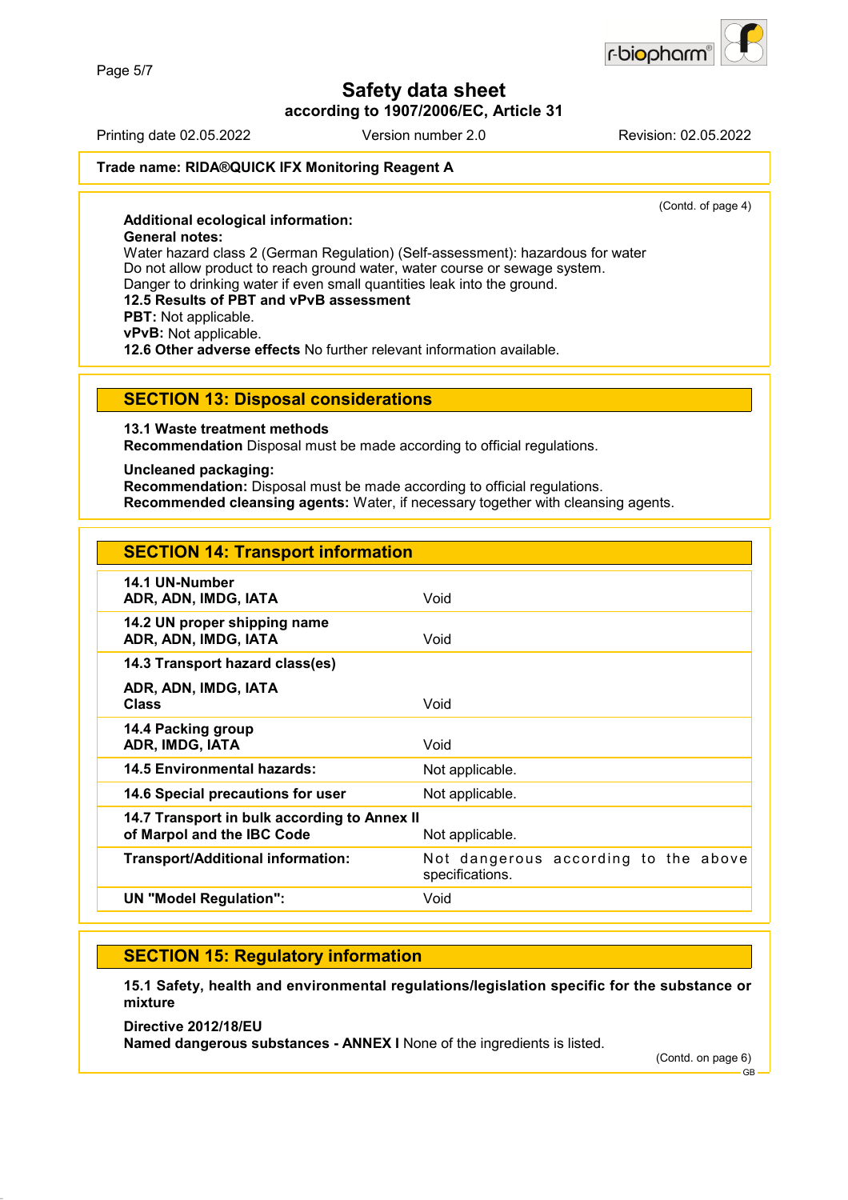Trade name: **RIDA®QUICK IFX Monitoring Reagent A**

(Contd. of page 4)

**Additional ecological information:**

**General notes:**

Water hazard class 2 (German Regulation) (Self-assessment): hazardous for water

Do not allow product to reach ground water, water course or sewage system.

Danger to drinking water if even small quantities leak into the ground.

**12.5 Results of PBT and vPvB assessment**

**PBT:** Not applicable.

**vPvB:** Not applicable.

**12.6 Other adverse effects** No further relevant information available.

## SECTION 13: Disposal considerations

**13.1 Waste treatment methods**

**Recommendation** Disposal must be made according to official regulations.

**Uncleaned packaging:**

**Recommendation:** Disposal must be made according to official regulations.

**Recommended cleansing agents:** Water, if necessary together with cleansing agents.

## SECTION 14: Transport information

| | |
|---|---|
| **14.1 UN-Number**<br>**ADR, ADN, IMDG, IATA** | Void |
| **14.2 UN proper shipping name**<br>**ADR, ADN, IMDG, IATA** | Void |
| **14.3 Transport hazard class(es)**<br>**ADR, ADN, IMDG, IATA**<br>**Class** | Void |
| **14.4 Packing group**<br>**ADR, IMDG, IATA** | Void |
| **14.5 Environmental hazards:** | Not applicable. |
| **14.6 Special precautions for user** | Not applicable. |
| **14.7 Transport in bulk according to Annex II of Marpol and the IBC Code** | Not applicable. |
| **Transport/Additional information:** | Not dangerous according to the above specifications. |
| **UN "Model Regulation":** | Void |

## SECTION 15: Regulatory information

**15.1 Safety, health and environmental regulations/legislation specific for the substance or mixture**

**Directive 2012/18/EU**

**Named dangerous substances - ANNEX I** None of the ingredients is listed.

(Contd. on page 6)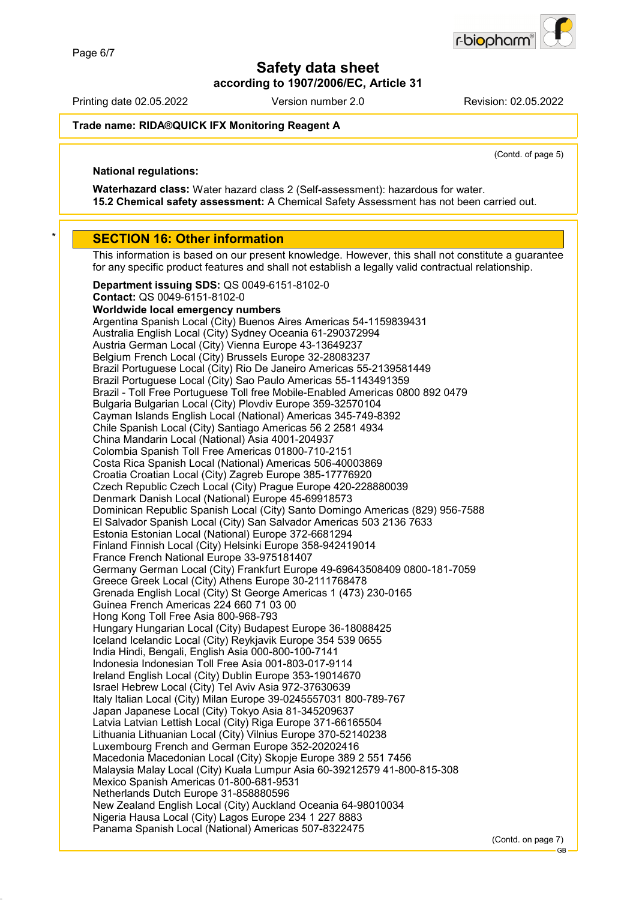Trade name: RIDA®QUICK IFX Monitoring Reagent A

(Contd. of page 5)

**National regulations:**

**Waterhazard class:** Water hazard class 2 (Self-assessment): hazardous for water.
**15.2 Chemical safety assessment:** A Chemical Safety Assessment has not been carried out.

## SECTION 16: Other information

This information is based on our present knowledge. However, this shall not constitute a guarantee for any specific product features and shall not establish a legally valid contractual relationship.

**Department issuing SDS:** QS 0049-6151-8102-0
**Contact:** QS 0049-6151-8102-0
**Worldwide local emergency numbers**
Argentina Spanish Local (City) Buenos Aires Americas 54-1159839431
Australia English Local (City) Sydney Oceania 61-290372994
Austria German Local (City) Vienna Europe 43-13649237
Belgium French Local (City) Brussels Europe 32-28083237
Brazil Portuguese Local (City) Rio De Janeiro Americas 55-2139581449
Brazil Portuguese Local (City) Sao Paulo Americas 55-1143491359
Brazil - Toll Free Portuguese Toll free Mobile-Enabled Americas 0800 892 0479
Bulgaria Bulgarian Local (City) Plovdiv Europe 359-32570104
Cayman Islands English Local (National) Americas 345-749-8392
Chile Spanish Local (City) Santiago Americas 56 2 2581 4934
China Mandarin Local (National) Asia 4001-204937
Colombia Spanish Toll Free Americas 01800-710-2151
Costa Rica Spanish Local (National) Americas 506-40003869
Croatia Croatian Local (City) Zagreb Europe 385-17776920
Czech Republic Czech Local (City) Prague Europe 420-228880039
Denmark Danish Local (National) Europe 45-69918573
Dominican Republic Spanish Local (City) Santo Domingo Americas (829) 956-7588
El Salvador Spanish Local (City) San Salvador Americas 503 2136 7633
Estonia Estonian Local (National) Europe 372-6681294
Finland Finnish Local (City) Helsinki Europe 358-942419014
France French National Europe 33-975181407
Germany German Local (City) Frankfurt Europe 49-69643508409 0800-181-7059
Greece Greek Local (City) Athens Europe 30-2111768478
Grenada English Local (City) St George Americas 1 (473) 230-0165
Guinea French Americas 224 660 71 03 00
Hong Kong Toll Free Asia 800-968-793
Hungary Hungarian Local (City) Budapest Europe 36-18088425
Iceland Icelandic Local (City) Reykjavik Europe 354 539 0655
India Hindi, Bengali, English Asia 000-800-100-7141
Indonesia Indonesian Toll Free Asia 001-803-017-9114
Ireland English Local (City) Dublin Europe 353-19014670
Israel Hebrew Local (City) Tel Aviv Asia 972-37630639
Italy Italian Local (City) Milan Europe 39-0245557031 800-789-767
Japan Japanese Local (City) Tokyo Asia 81-345209637
Latvia Latvian Lettish Local (City) Riga Europe 371-66165504
Lithuania Lithuanian Local (City) Vilnius Europe 370-52140238
Luxembourg French and German Europe 352-20202416
Macedonia Macedonian Local (City) Skopje Europe 389 2 551 7456
Malaysia Malay Local (City) Kuala Lumpur Asia 60-39212579 41-800-815-308
Mexico Spanish Americas 01-800-681-9531
Netherlands Dutch Europe 31-858880596
New Zealand English Local (City) Auckland Oceania 64-98010034
Nigeria Hausa Local (City) Lagos Europe 234 1 227 8883
Panama Spanish Local (National) Americas 507-8322475

(Contd. on page 7)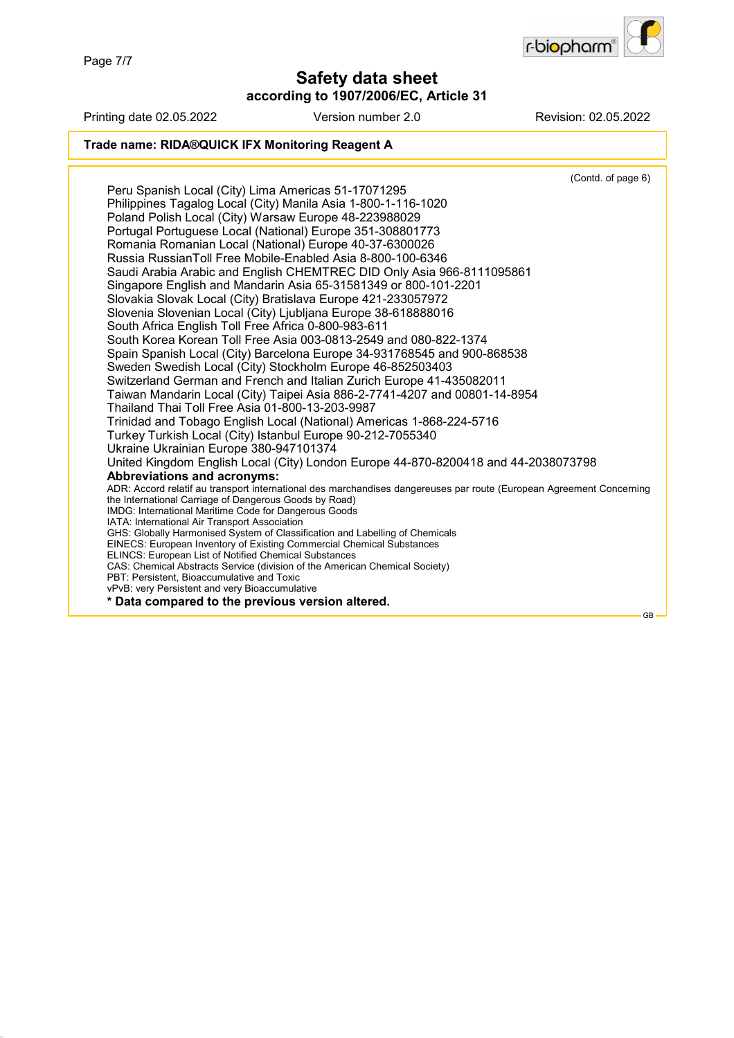Safety data sheet
according to 1907/2006/EC, Article 31

Printing date 02.05.2022 Version number 2.0 Revision: 02.05.2022

**Trade name: RIDA®QUICK IFX Monitoring Reagent A**

(Contd. of page 6)

Peru Spanish Local (City) Lima Americas 51-17071295
Philippines Tagalog Local (City) Manila Asia 1-800-1-116-1020
Poland Polish Local (City) Warsaw Europe 48-223988029
Portugal Portuguese Local (National) Europe 351-308801773
Romania Romanian Local (National) Europe 40-37-6300026
Russia RussianToll Free Mobile-Enabled Asia 8-800-100-6346
Saudi Arabia Arabic and English CHEMTREC DID Only Asia 966-8111095861
Singapore English and Mandarin Asia 65-31581349 or 800-101-2201
Slovakia Slovak Local (City) Bratislava Europe 421-233057972
Slovenia Slovenian Local (City) Ljubljana Europe 38-618888016
South Africa English Toll Free Africa 0-800-983-611
South Korea Korean Toll Free Asia 003-0813-2549 and 080-822-1374
Spain Spanish Local (City) Barcelona Europe 34-931768545 and 900-868538
Sweden Swedish Local (City) Stockholm Europe 46-852503403
Switzerland German and French and Italian Zurich Europe 41-435082011
Taiwan Mandarin Local (City) Taipei Asia 886-2-7741-4207 and 00801-14-8954
Thailand Thai Toll Free Asia 01-800-13-203-9987
Trinidad and Tobago English Local (National) Americas 1-868-224-5716
Turkey Turkish Local (City) Istanbul Europe 90-212-7055340
Ukraine Ukrainian Europe 380-947101374
United Kingdom English Local (City) London Europe 44-870-8200418 and 44-2038073798

**Abbreviations and acronyms:**
ADR: Accord relatif au transport international des marchandises dangereuses par route (European Agreement Concerning the International Carriage of Dangerous Goods by Road)
IMDG: International Maritime Code for Dangerous Goods
IATA: International Air Transport Association
GHS: Globally Harmonised System of Classification and Labelling of Chemicals
EINECS: European Inventory of Existing Commercial Chemical Substances
ELINCS: European List of Notified Chemical Substances
CAS: Chemical Abstracts Service (division of the American Chemical Society)
PBT: Persistent, Bioaccumulative and Toxic
vPvB: very Persistent and very Bioaccumulative

**\* Data compared to the previous version altered.**

GB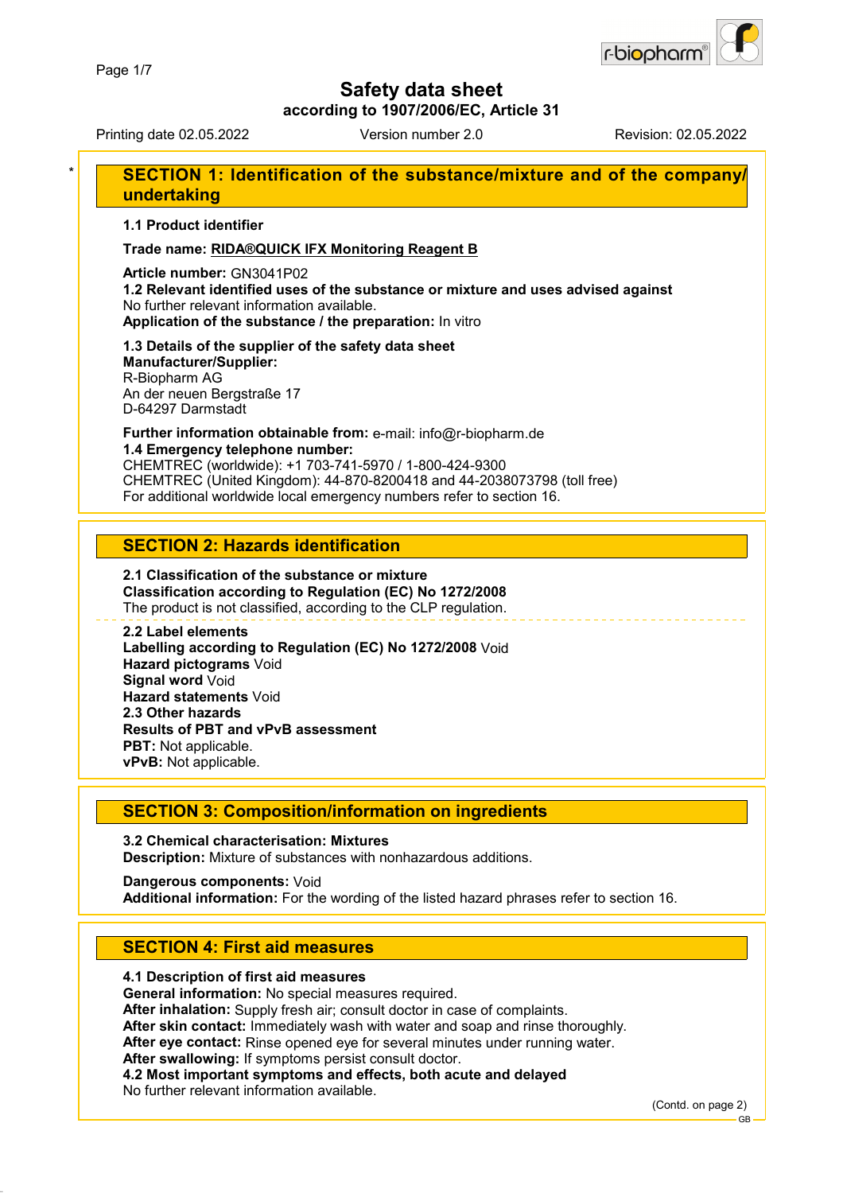# Safety data sheet

**according to 1907/2006/EC, Article 31**

Printing date 02.05.2022 Version number 2.0 Revision: 02.05.2022

## SECTION 1: Identification of the substance/mixture and of the company/undertaking

**1.1 Product identifier**

**Trade name: RIDA®QUICK IFX Monitoring Reagent B**

**Article number:** GN3041P02
**1.2 Relevant identified uses of the substance or mixture and uses advised against**
No further relevant information available.
**Application of the substance / the preparation:** In vitro

**1.3 Details of the supplier of the safety data sheet**
**Manufacturer/Supplier:**
R-Biopharm AG
An der neuen Bergstraße 17
D-64297 Darmstadt

**Further information obtainable from:** e-mail: info@r-biopharm.de
**1.4 Emergency telephone number:**
CHEMTREC (worldwide): +1 703-741-5970 / 1-800-424-9300
CHEMTREC (United Kingdom): 44-870-8200418 and 44-2038073798 (toll free)
For additional worldwide local emergency numbers refer to section 16.

## SECTION 2: Hazards identification

**2.1 Classification of the substance or mixture**
**Classification according to Regulation (EC) No 1272/2008**
The product is not classified, according to the CLP regulation.

**2.2 Label elements**
**Labelling according to Regulation (EC) No 1272/2008** Void
**Hazard pictograms** Void
**Signal word** Void
**Hazard statements** Void
**2.3 Other hazards**
**Results of PBT and vPvB assessment**
**PBT:** Not applicable.
**vPvB:** Not applicable.

## SECTION 3: Composition/information on ingredients

**3.2 Chemical characterisation: Mixtures**
**Description:** Mixture of substances with nonhazardous additions.

**Dangerous components:** Void
**Additional information:** For the wording of the listed hazard phrases refer to section 16.

## SECTION 4: First aid measures

**4.1 Description of first aid measures**
**General information:** No special measures required.
**After inhalation:** Supply fresh air; consult doctor in case of complaints.
**After skin contact:** Immediately wash with water and soap and rinse thoroughly.
**After eye contact:** Rinse opened eye for several minutes under running water.
**After swallowing:** If symptoms persist consult doctor.
**4.2 Most important symptoms and effects, both acute and delayed**
No further relevant information available.

(Contd. on page 2)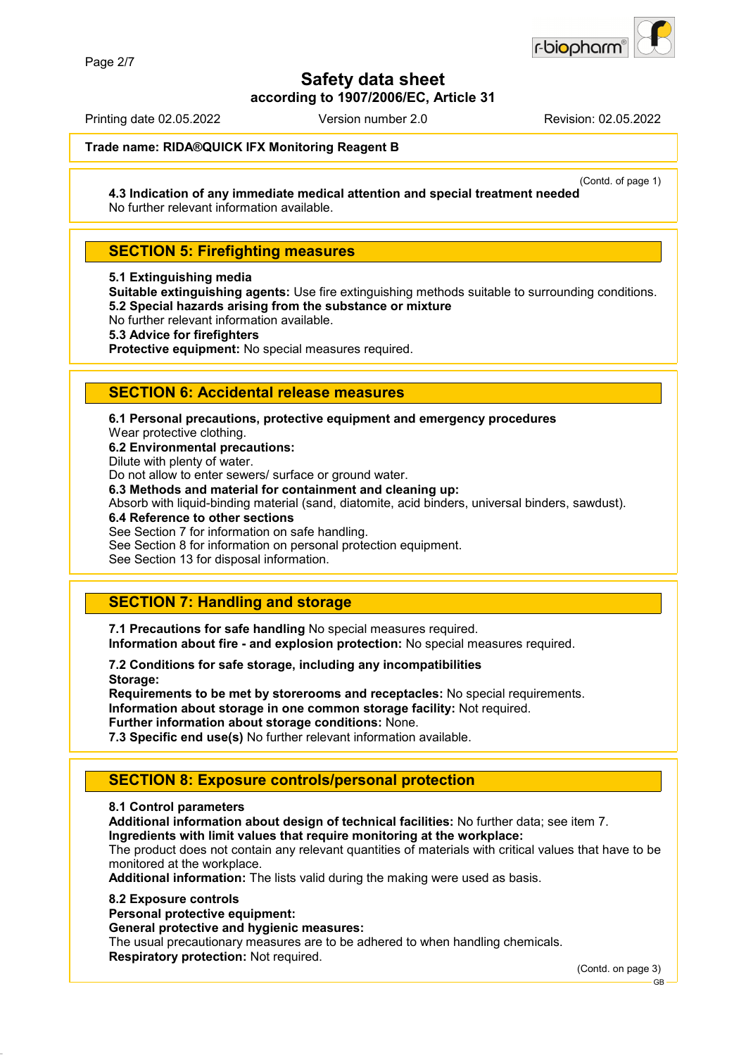# Safety data sheet

**according to 1907/2006/EC, Article 31**

Printing date 02.05.2022 Version number 2.0 Revision: 02.05.2022

**Trade name: RIDA®QUICK IFX Monitoring Reagent B**

(Contd. of page 1)

**4.3 Indication of any immediate medical attention and special treatment needed**
No further relevant information available.

## SECTION 5: Firefighting measures

**5.1 Extinguishing media**
**Suitable extinguishing agents:** Use fire extinguishing methods suitable to surrounding conditions.
**5.2 Special hazards arising from the substance or mixture**
No further relevant information available.
**5.3 Advice for firefighters**
**Protective equipment:** No special measures required.

## SECTION 6: Accidental release measures

**6.1 Personal precautions, protective equipment and emergency procedures**
Wear protective clothing.
**6.2 Environmental precautions:**
Dilute with plenty of water.
Do not allow to enter sewers/ surface or ground water.
**6.3 Methods and material for containment and cleaning up:**
Absorb with liquid-binding material (sand, diatomite, acid binders, universal binders, sawdust).
**6.4 Reference to other sections**
See Section 7 for information on safe handling.
See Section 8 for information on personal protection equipment.
See Section 13 for disposal information.

## SECTION 7: Handling and storage

**7.1 Precautions for safe handling** No special measures required.
**Information about fire - and explosion protection:** No special measures required.

**7.2 Conditions for safe storage, including any incompatibilities**
**Storage:**
**Requirements to be met by storerooms and receptacles:** No special requirements.
**Information about storage in one common storage facility:** Not required.
**Further information about storage conditions:** None.
**7.3 Specific end use(s)** No further relevant information available.

## SECTION 8: Exposure controls/personal protection

**8.1 Control parameters**
**Additional information about design of technical facilities:** No further data; see item 7.
**Ingredients with limit values that require monitoring at the workplace:**
The product does not contain any relevant quantities of materials with critical values that have to be monitored at the workplace.
**Additional information:** The lists valid during the making were used as basis.

**8.2 Exposure controls**
**Personal protective equipment:**
**General protective and hygienic measures:**
The usual precautionary measures are to be adhered to when handling chemicals.
**Respiratory protection:** Not required.

(Contd. on page 3)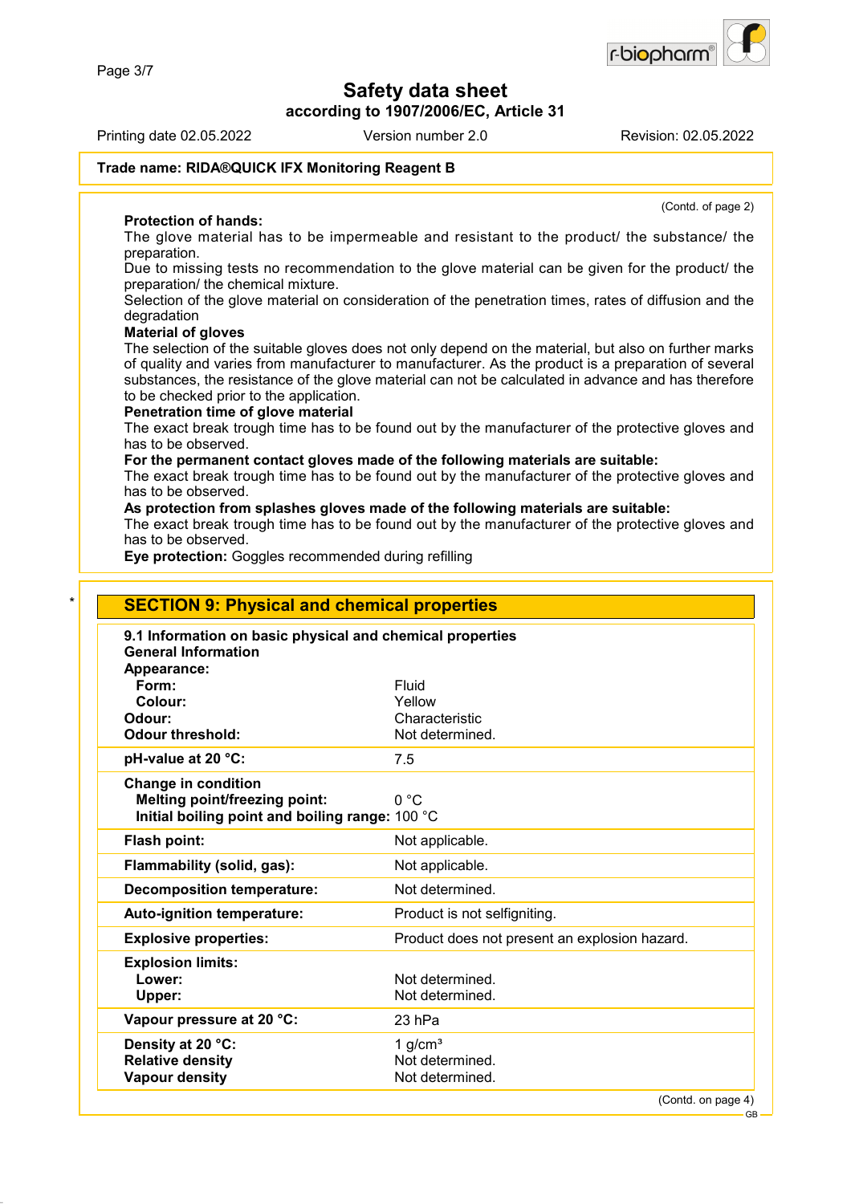**Trade name: RIDA®QUICK IFX Monitoring Reagent B**

(Contd. of page 2)

**Protection of hands:**

The glove material has to be impermeable and resistant to the product/ the substance/ the preparation.

Due to missing tests no recommendation to the glove material can be given for the product/ the preparation/ the chemical mixture.

Selection of the glove material on consideration of the penetration times, rates of diffusion and the degradation

**Material of gloves**

The selection of the suitable gloves does not only depend on the material, but also on further marks of quality and varies from manufacturer to manufacturer. As the product is a preparation of several substances, the resistance of the glove material can not be calculated in advance and has therefore to be checked prior to the application.

**Penetration time of glove material**

The exact break trough time has to be found out by the manufacturer of the protective gloves and has to be observed.

**For the permanent contact gloves made of the following materials are suitable:**

The exact break trough time has to be found out by the manufacturer of the protective gloves and has to be observed.

**As protection from splashes gloves made of the following materials are suitable:**

The exact break trough time has to be found out by the manufacturer of the protective gloves and has to be observed.

**Eye protection:** Goggles recommended during refilling

## * SECTION 9: Physical and chemical properties

**9.1 Information on basic physical and chemical properties**

**General Information**

| | |
|---|---|
| **Appearance:** | |
| **Form:** | Fluid |
| **Colour:** | Yellow |
| **Odour:** | Characteristic |
| **Odour threshold:** | Not determined. |
| **pH-value at 20 °C:** | 7.5 |
| **Change in condition** | |
| **Melting point/freezing point:** | 0 °C |
| **Initial boiling point and boiling range:** | 100 °C |
| **Flash point:** | Not applicable. |
| **Flammability (solid, gas):** | Not applicable. |
| **Decomposition temperature:** | Not determined. |
| **Auto-ignition temperature:** | Product is not selfigniting. |
| **Explosive properties:** | Product does not present an explosion hazard. |
| **Explosion limits:** | |
| **Lower:** | Not determined. |
| **Upper:** | Not determined. |
| **Vapour pressure at 20 °C:** | 23 hPa |
| **Density at 20 °C:** | 1 g/cm³ |
| **Relative density** | Not determined. |
| **Vapour density** | Not determined. |

(Contd. on page 4)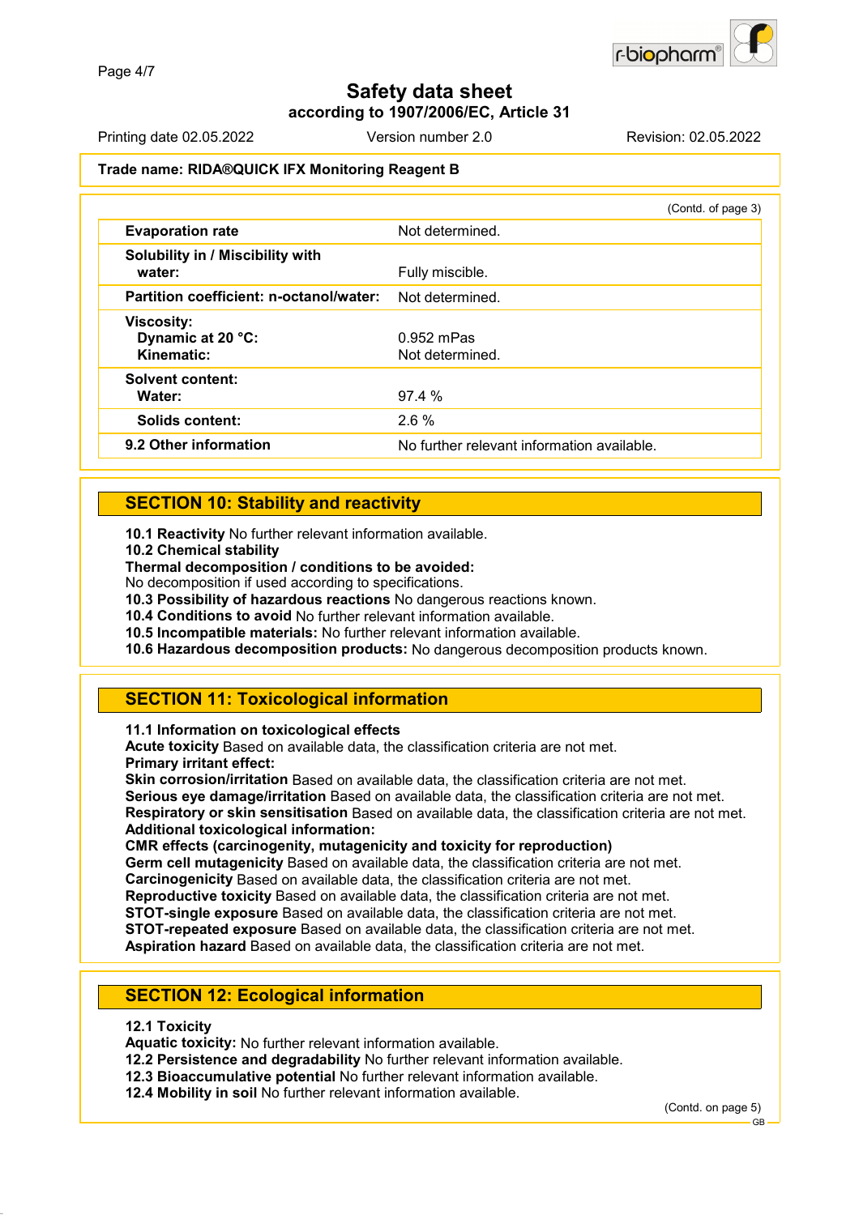Trade name: RIDA®QUICK IFX Monitoring Reagent B

(Contd. of page 3)

| | |
|---|---|
| **Evaporation rate** | Not determined. |
| **Solubility in / Miscibility with water:** | Fully miscible. |
| **Partition coefficient: n-octanol/water:** | Not determined. |
| **Viscosity:** | |
| **Dynamic at 20 °C:** | 0.952 mPas |
| **Kinematic:** | Not determined. |
| **Solvent content:** | |
| **Water:** | 97.4 % |
| **Solids content:** | 2.6 % |
| **9.2 Other information** | No further relevant information available. |

## SECTION 10: Stability and reactivity

**10.1 Reactivity** No further relevant information available.
**10.2 Chemical stability**
**Thermal decomposition / conditions to be avoided:**
No decomposition if used according to specifications.
**10.3 Possibility of hazardous reactions** No dangerous reactions known.
**10.4 Conditions to avoid** No further relevant information available.
**10.5 Incompatible materials:** No further relevant information available.
**10.6 Hazardous decomposition products:** No dangerous decomposition products known.

## SECTION 11: Toxicological information

**11.1 Information on toxicological effects**
**Acute toxicity** Based on available data, the classification criteria are not met.
**Primary irritant effect:**
**Skin corrosion/irritation** Based on available data, the classification criteria are not met.
**Serious eye damage/irritation** Based on available data, the classification criteria are not met.
**Respiratory or skin sensitisation** Based on available data, the classification criteria are not met.
**Additional toxicological information:**
**CMR effects (carcinogenity, mutagenicity and toxicity for reproduction)**
**Germ cell mutagenicity** Based on available data, the classification criteria are not met.
**Carcinogenicity** Based on available data, the classification criteria are not met.
**Reproductive toxicity** Based on available data, the classification criteria are not met.
**STOT-single exposure** Based on available data, the classification criteria are not met.
**STOT-repeated exposure** Based on available data, the classification criteria are not met.
**Aspiration hazard** Based on available data, the classification criteria are not met.

## SECTION 12: Ecological information

**12.1 Toxicity**
**Aquatic toxicity:** No further relevant information available.
**12.2 Persistence and degradability** No further relevant information available.
**12.3 Bioaccumulative potential** No further relevant information available.
**12.4 Mobility in soil** No further relevant information available.

(Contd. on page 5)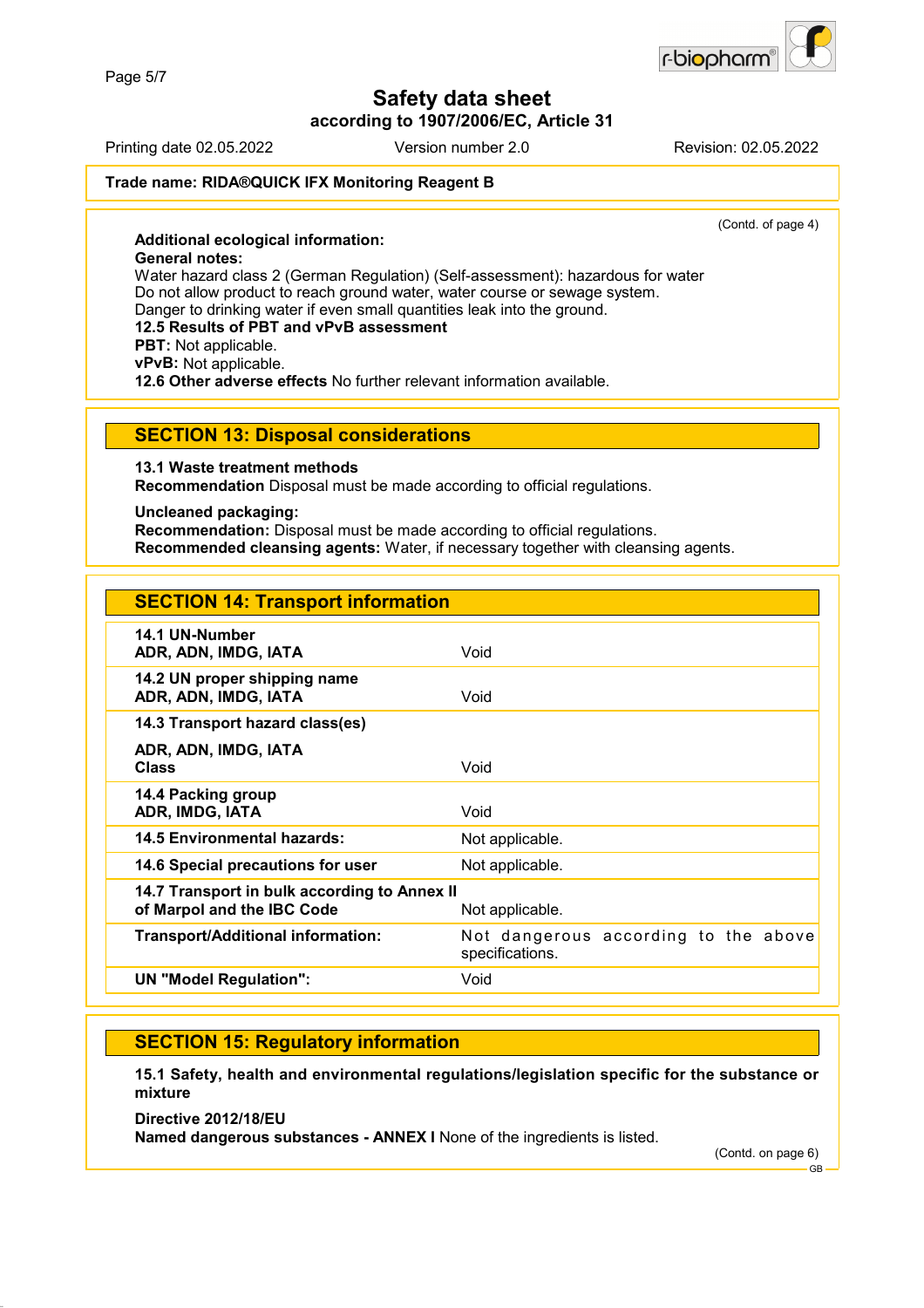**Trade name: RIDA®QUICK IFX Monitoring Reagent B**

(Contd. of page 4)

**Additional ecological information:**
**General notes:**
Water hazard class 2 (German Regulation) (Self-assessment): hazardous for water
Do not allow product to reach ground water, water course or sewage system.
Danger to drinking water if even small quantities leak into the ground.
**12.5 Results of PBT and vPvB assessment**
**PBT:** Not applicable.
**vPvB:** Not applicable.
**12.6 Other adverse effects** No further relevant information available.

## SECTION 13: Disposal considerations

**13.1 Waste treatment methods**
**Recommendation** Disposal must be made according to official regulations.

**Uncleaned packaging:**
**Recommendation:** Disposal must be made according to official regulations.
**Recommended cleansing agents:** Water, if necessary together with cleansing agents.

## SECTION 14: Transport information

| | |
|---|---|
| **14.1 UN-Number** **ADR, ADN, IMDG, IATA** | Void |
| **14.2 UN proper shipping name** **ADR, ADN, IMDG, IATA** | Void |
| **14.3 Transport hazard class(es)** **ADR, ADN, IMDG, IATA** **Class** | Void |
| **14.4 Packing group** **ADR, IMDG, IATA** | Void |
| **14.5 Environmental hazards:** | Not applicable. |
| **14.6 Special precautions for user** | Not applicable. |
| **14.7 Transport in bulk according to Annex II of Marpol and the IBC Code** | Not applicable. |
| **Transport/Additional information:** | Not dangerous according to the above specifications. |
| **UN "Model Regulation":** | Void |

## SECTION 15: Regulatory information

**15.1 Safety, health and environmental regulations/legislation specific for the substance or mixture**

**Directive 2012/18/EU**
**Named dangerous substances - ANNEX I** None of the ingredients is listed.

(Contd. on page 6)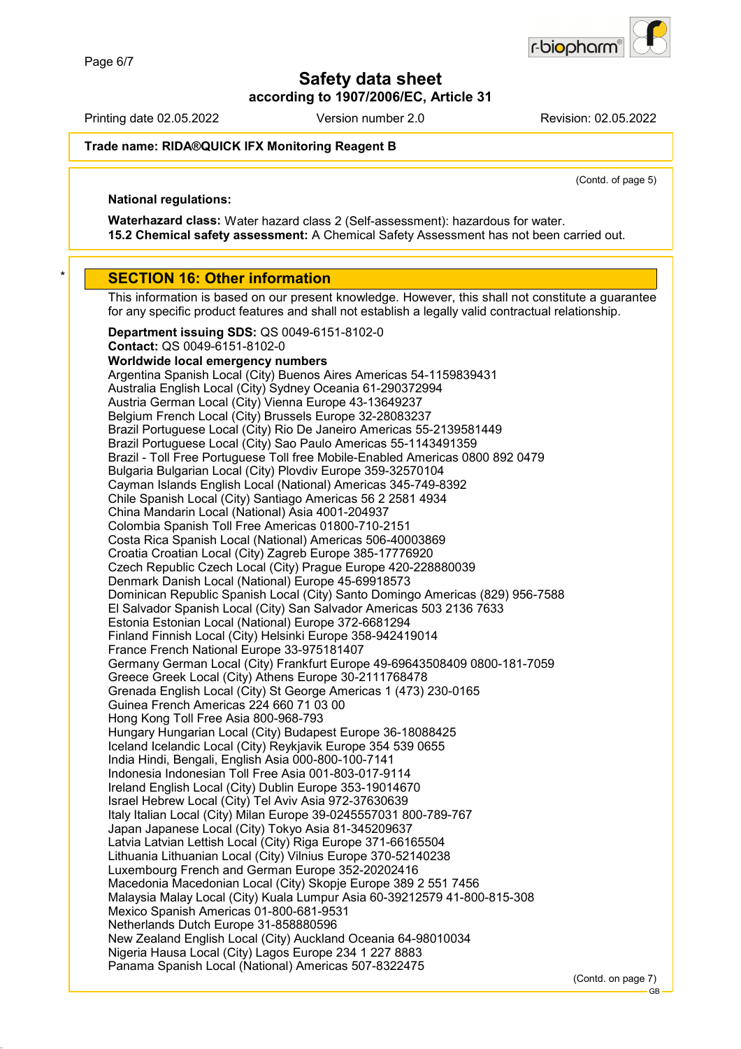(Contd. of page 5)

**National regulations:**

**Waterhazard class:** Water hazard class 2 (Self-assessment): hazardous for water.
**15.2 Chemical safety assessment:** A Chemical Safety Assessment has not been carried out.

## SECTION 16: Other information

This information is based on our present knowledge. However, this shall not constitute a guarantee for any specific product features and shall not establish a legally valid contractual relationship.

**Department issuing SDS:** QS 0049-6151-8102-0
**Contact:** QS 0049-6151-8102-0
**Worldwide local emergency numbers**
Argentina Spanish Local (City) Buenos Aires Americas 54-1159839431
Australia English Local (City) Sydney Oceania 61-290372994
Austria German Local (City) Vienna Europe 43-13649237
Belgium French Local (City) Brussels Europe 32-28083237
Brazil Portuguese Local (City) Rio De Janeiro Americas 55-2139581449
Brazil Portuguese Local (City) Sao Paulo Americas 55-1143491359
Brazil - Toll Free Portuguese Toll free Mobile-Enabled Americas 0800 892 0479
Bulgaria Bulgarian Local (City) Plovdiv Europe 359-32570104
Cayman Islands English Local (National) Americas 345-749-8392
Chile Spanish Local (City) Santiago Americas 56 2 2581 4934
China Mandarin Local (National) Asia 4001-204937
Colombia Spanish Toll Free Americas 01800-710-2151
Costa Rica Spanish Local (National) Americas 506-40003869
Croatia Croatian Local (City) Zagreb Europe 385-17776920
Czech Republic Czech Local (City) Prague Europe 420-228880039
Denmark Danish Local (National) Europe 45-69918573
Dominican Republic Spanish Local (City) Santo Domingo Americas (829) 956-7588
El Salvador Spanish Local (City) San Salvador Americas 503 2136 7633
Estonia Estonian Local (National) Europe 372-6681294
Finland Finnish Local (City) Helsinki Europe 358-942419014
France French National Europe 33-975181407
Germany German Local (City) Frankfurt Europe 49-69643508409 0800-181-7059
Greece Greek Local (City) Athens Europe 30-2111768478
Grenada English Local (City) St George Americas 1 (473) 230-0165
Guinea French Americas 224 660 71 03 00
Hong Kong Toll Free Asia 800-968-793
Hungary Hungarian Local (City) Budapest Europe 36-18088425
Iceland Icelandic Local (City) Reykjavik Europe 354 539 0655
India Hindi, Bengali, English Asia 000-800-100-7141
Indonesia Indonesian Toll Free Asia 001-803-017-9114
Ireland English Local (City) Dublin Europe 353-19014670
Israel Hebrew Local (City) Tel Aviv Asia 972-37630639
Italy Italian Local (City) Milan Europe 39-0245557031 800-789-767
Japan Japanese Local (City) Tokyo Asia 81-345209637
Latvia Latvian Lettish Local (City) Riga Europe 371-66165504
Lithuania Lithuanian Local (City) Vilnius Europe 370-52140238
Luxembourg French and German Europe 352-20202416
Macedonia Macedonian Local (City) Skopje Europe 389 2 551 7456
Malaysia Malay Local (City) Kuala Lumpur Asia 60-39212579 41-800-815-308
Mexico Spanish Americas 01-800-681-9531
Netherlands Dutch Europe 31-858880596
New Zealand English Local (City) Auckland Oceania 64-98010034
Nigeria Hausa Local (City) Lagos Europe 234 1 227 8883
Panama Spanish Local (National) Americas 507-8322475

(Contd. on page 7)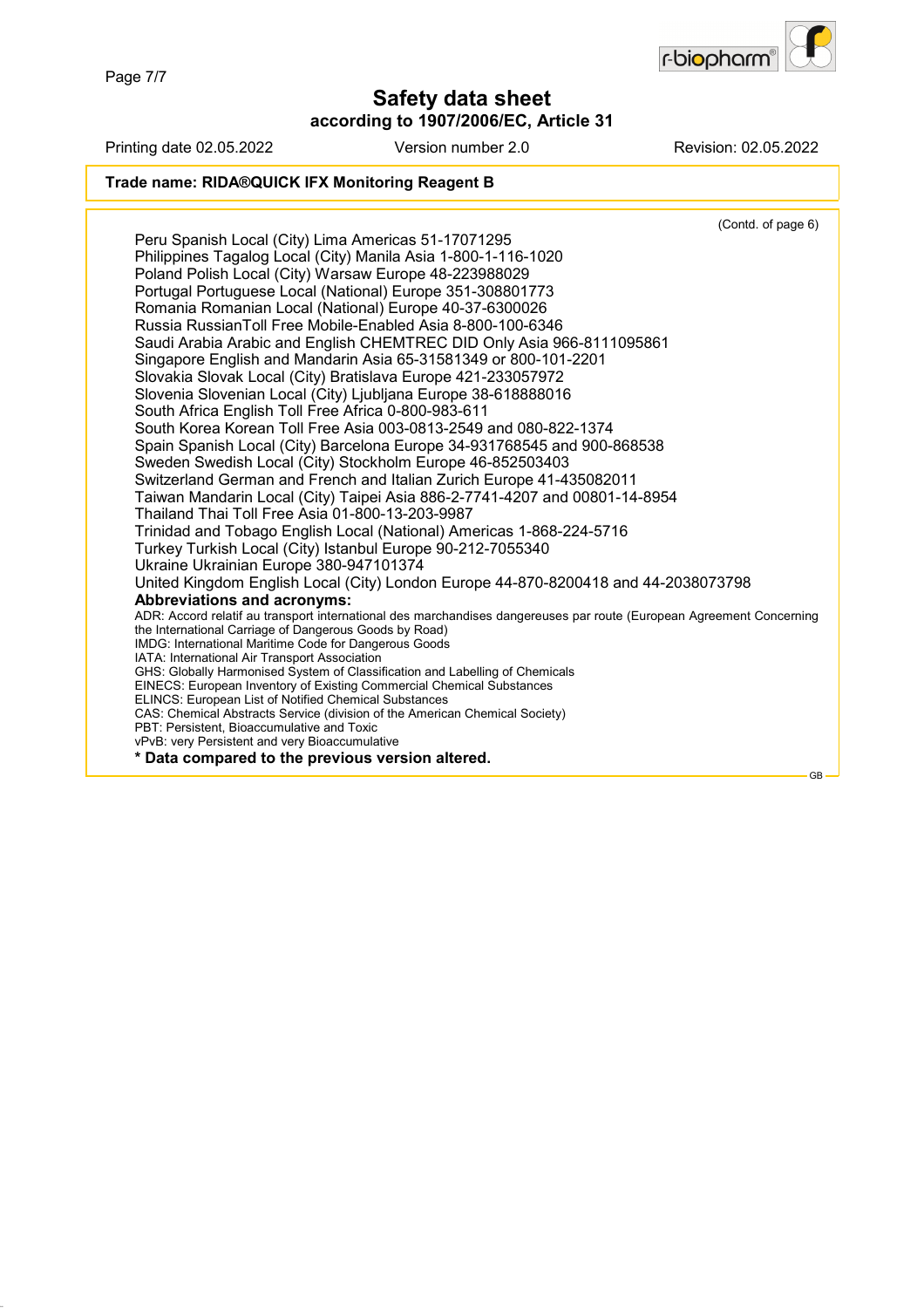(Contd. of page 6)

Peru Spanish Local (City) Lima Americas 51-17071295
Philippines Tagalog Local (City) Manila Asia 1-800-1-116-1020
Poland Polish Local (City) Warsaw Europe 48-223988029
Portugal Portuguese Local (National) Europe 351-308801773
Romania Romanian Local (National) Europe 40-37-6300026
Russia RussianToll Free Mobile-Enabled Asia 8-800-100-6346
Saudi Arabia Arabic and English CHEMTREC DID Only Asia 966-8111095861
Singapore English and Mandarin Asia 65-31581349 or 800-101-2201
Slovakia Slovak Local (City) Bratislava Europe 421-233057972
Slovenia Slovenian Local (City) Ljubljana Europe 38-618888016
South Africa English Toll Free Africa 0-800-983-611
South Korea Korean Toll Free Asia 003-0813-2549 and 080-822-1374
Spain Spanish Local (City) Barcelona Europe 34-931768545 and 900-868538
Sweden Swedish Local (City) Stockholm Europe 46-852503403
Switzerland German and French and Italian Zurich Europe 41-435082011
Taiwan Mandarin Local (City) Taipei Asia 886-2-7741-4207 and 00801-14-8954
Thailand Thai Toll Free Asia 01-800-13-203-9987
Trinidad and Tobago English Local (National) Americas 1-868-224-5716
Turkey Turkish Local (City) Istanbul Europe 90-212-7055340
Ukraine Ukrainian Europe 380-947101374
United Kingdom English Local (City) London Europe 44-870-8200418 and 44-2038073798

**Abbreviations and acronyms:**

ADR: Accord relatif au transport international des marchandises dangereuses par route (European Agreement Concerning the International Carriage of Dangerous Goods by Road)
IMDG: International Maritime Code for Dangerous Goods
IATA: International Air Transport Association
GHS: Globally Harmonised System of Classification and Labelling of Chemicals
EINECS: European Inventory of Existing Commercial Chemical Substances
ELINCS: European List of Notified Chemical Substances
CAS: Chemical Abstracts Service (division of the American Chemical Society)
PBT: Persistent, Bioaccumulative and Toxic
vPvB: very Persistent and very Bioaccumulative

**\* Data compared to the previous version altered.**